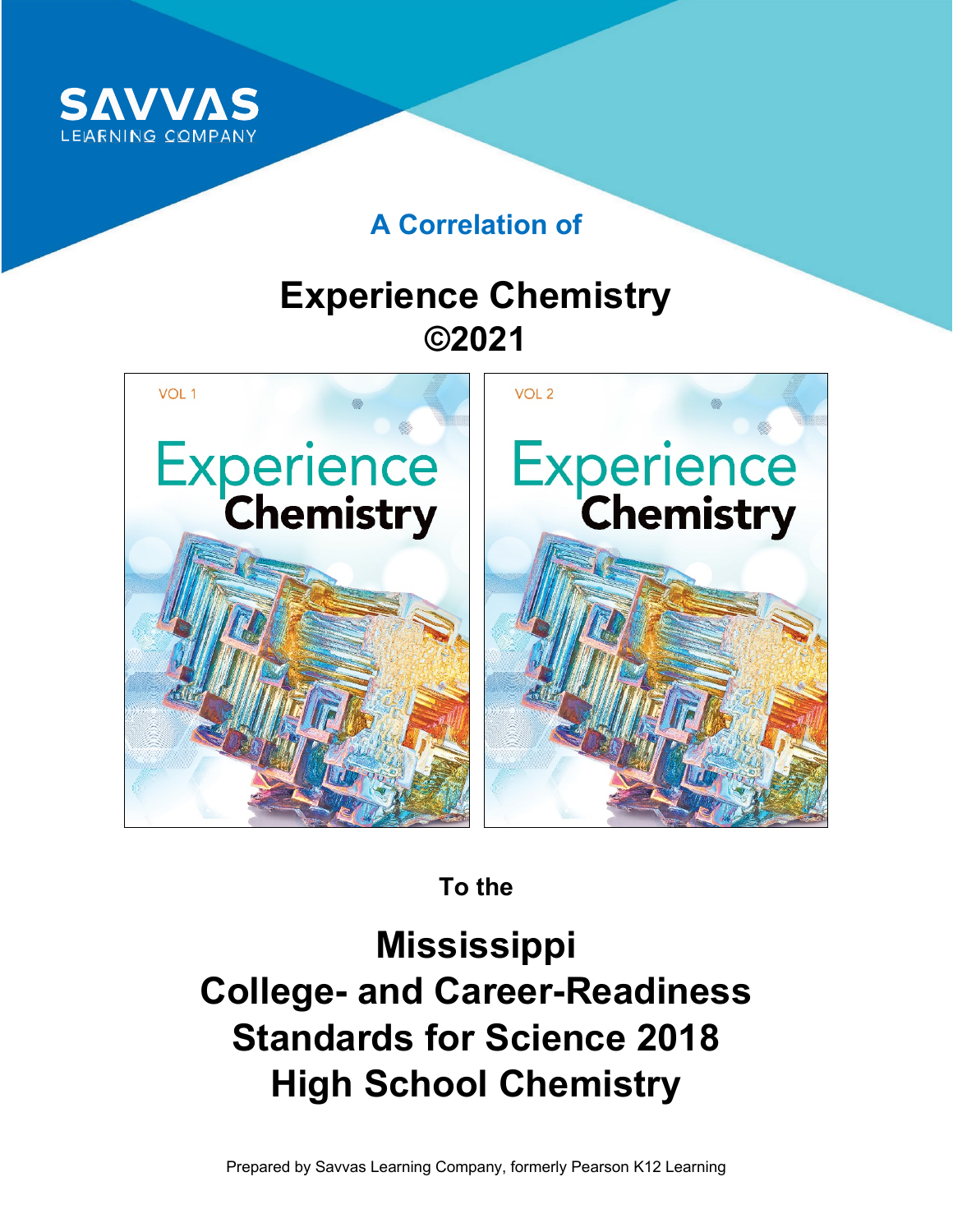SAVVAS LEARNING COMPANY

## A Correlation of

# Experience Chemistry ©2021

VOL 1

VOL 2

## To the

# Mississippi College- and Career-Readiness Standards for Science 2018 High School Chemistry

Prepared by Savvas Learning Company, formerly Pearson K12 Learning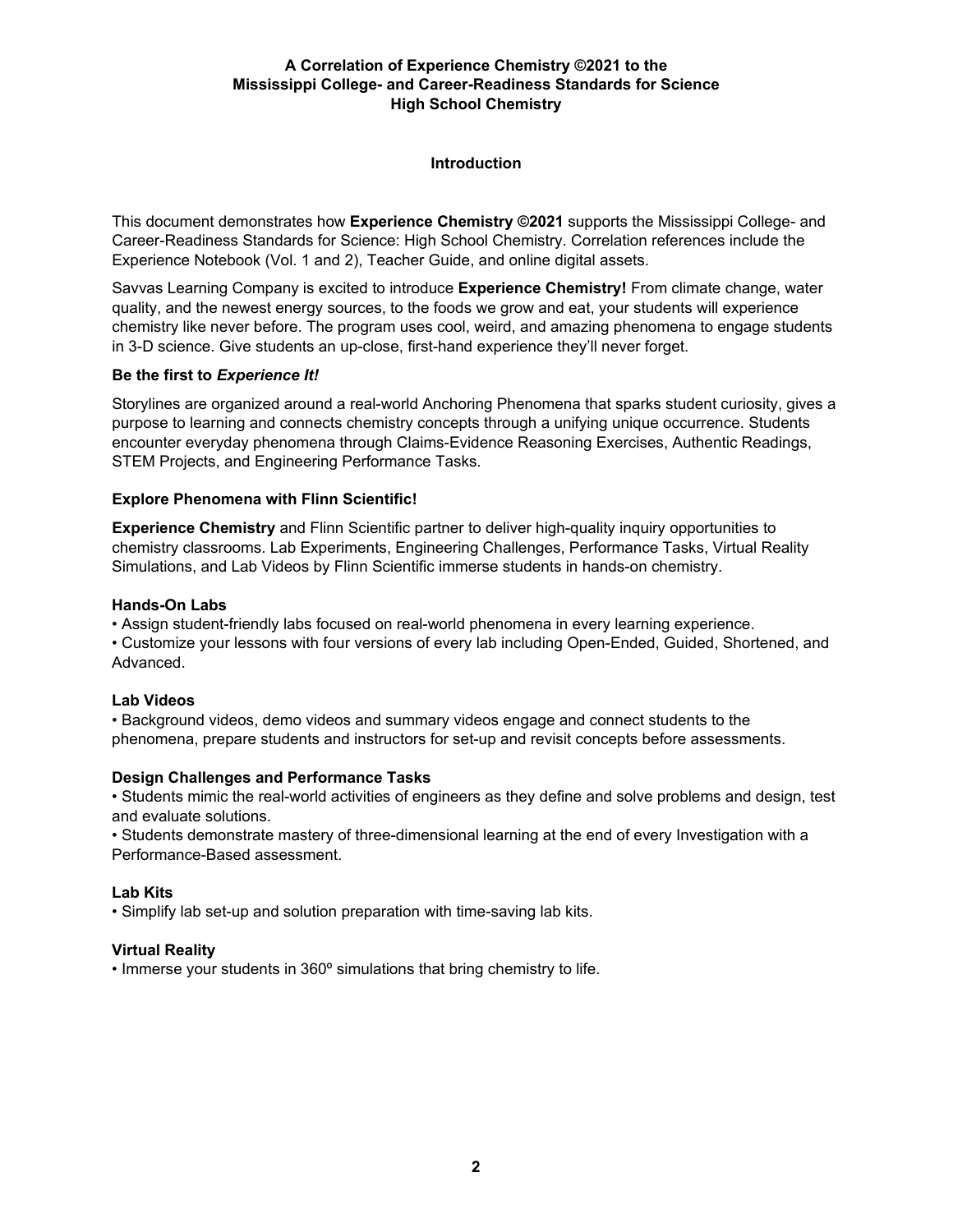**A Correlation of Experience Chemistry ©2021 to the**
**Mississippi College- and Career-Readiness Standards for Science**
**High School Chemistry**

## Introduction

This document demonstrates how **Experience Chemistry ©2021** supports the Mississippi College- and Career-Readiness Standards for Science: High School Chemistry. Correlation references include the Experience Notebook (Vol. 1 and 2), Teacher Guide, and online digital assets.

Savvas Learning Company is excited to introduce **Experience Chemistry!** From climate change, water quality, and the newest energy sources, to the foods we grow and eat, your students will experience chemistry like never before. The program uses cool, weird, and amazing phenomena to engage students in 3-D science. Give students an up-close, first-hand experience they'll never forget.

### Be the first to *Experience It!*

Storylines are organized around a real-world Anchoring Phenomena that sparks student curiosity, gives a purpose to learning and connects chemistry concepts through a unifying unique occurrence. Students encounter everyday phenomena through Claims-Evidence Reasoning Exercises, Authentic Readings, STEM Projects, and Engineering Performance Tasks.

### Explore Phenomena with Flinn Scientific!

**Experience Chemistry** and Flinn Scientific partner to deliver high-quality inquiry opportunities to chemistry classrooms. Lab Experiments, Engineering Challenges, Performance Tasks, Virtual Reality Simulations, and Lab Videos by Flinn Scientific immerse students in hands-on chemistry.

### Hands-On Labs

- Assign student-friendly labs focused on real-world phenomena in every learning experience.
- Customize your lessons with four versions of every lab including Open-Ended, Guided, Shortened, and Advanced.

### Lab Videos

- Background videos, demo videos and summary videos engage and connect students to the phenomena, prepare students and instructors for set-up and revisit concepts before assessments.

### Design Challenges and Performance Tasks

- Students mimic the real-world activities of engineers as they define and solve problems and design, test and evaluate solutions.
- Students demonstrate mastery of three-dimensional learning at the end of every Investigation with a Performance-Based assessment.

### Lab Kits

- Simplify lab set-up and solution preparation with time-saving lab kits.

### Virtual Reality

- Immerse your students in 360º simulations that bring chemistry to life.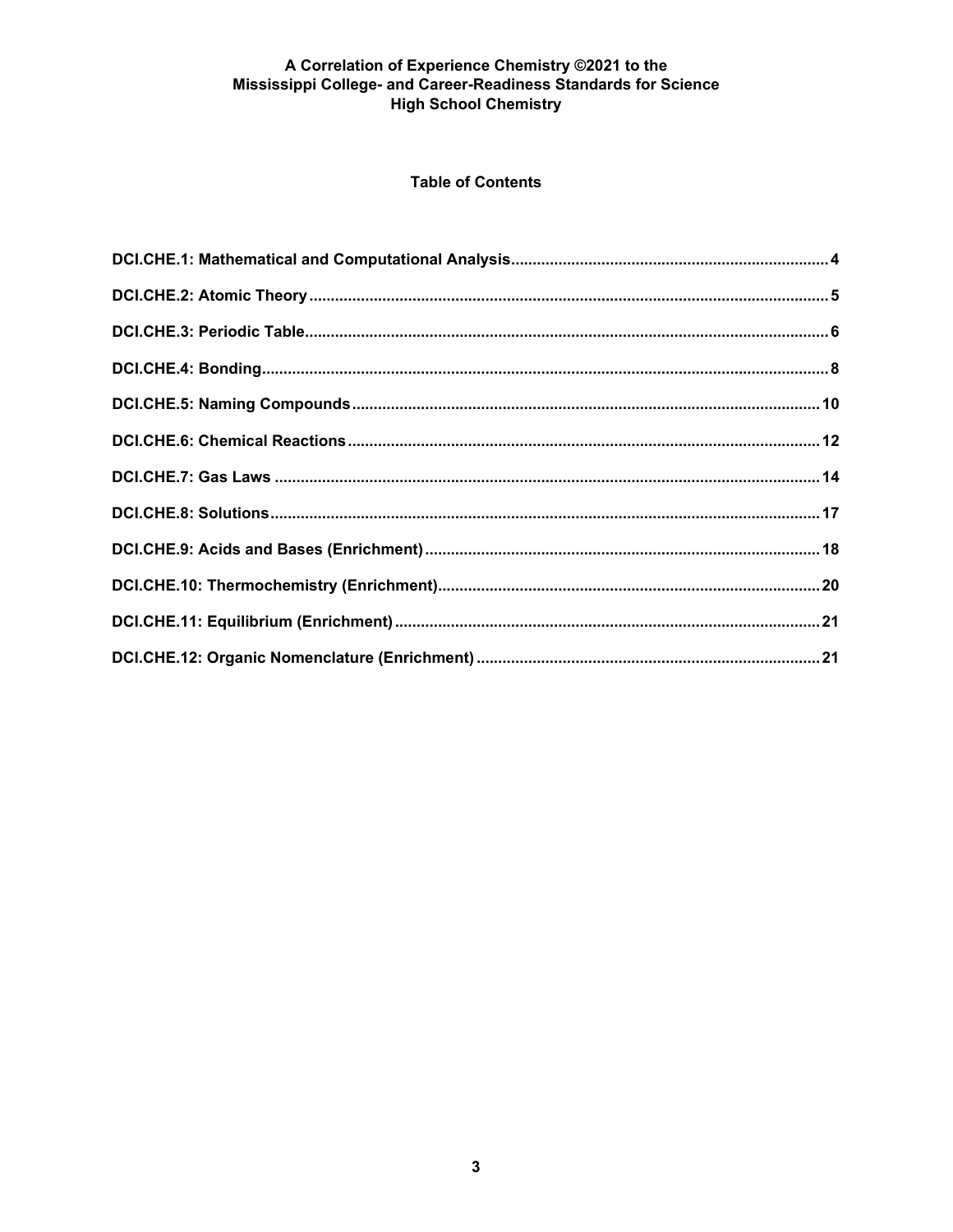**A Correlation of Experience Chemistry ©2021 to the
Mississippi College- and Career-Readiness Standards for Science
High School Chemistry**

## Table of Contents

DCI.CHE.1: Mathematical and Computational Analysis ........ 4

DCI.CHE.2: Atomic Theory ........ 5

DCI.CHE.3: Periodic Table ........ 6

DCI.CHE.4: Bonding ........ 8

DCI.CHE.5: Naming Compounds ........ 10

DCI.CHE.6: Chemical Reactions ........ 12

DCI.CHE.7: Gas Laws ........ 14

DCI.CHE.8: Solutions ........ 17

DCI.CHE.9: Acids and Bases (Enrichment) ........ 18

DCI.CHE.10: Thermochemistry (Enrichment) ........ 20

DCI.CHE.11: Equilibrium (Enrichment) ........ 21

DCI.CHE.12: Organic Nomenclature (Enrichment) ........ 21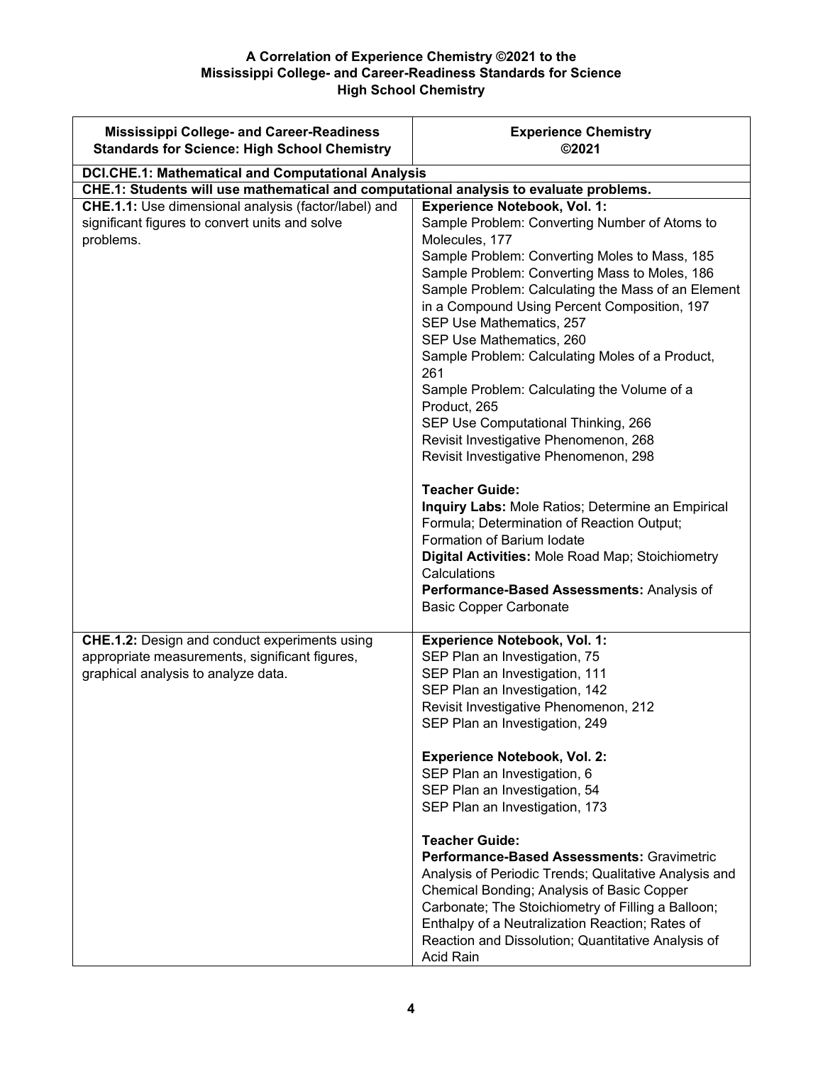**A Correlation of Experience Chemistry ©2021 to the**
**Mississippi College- and Career-Readiness Standards for Science**
**High School Chemistry**

| Mississippi College- and Career-Readiness Standards for Science: High School Chemistry | Experience Chemistry ©2021 |
|---|---|
| **DCI.CHE.1: Mathematical and Computational Analysis** | |
| **CHE.1: Students will use mathematical and computational analysis to evaluate problems.** | |
| **CHE.1.1:** Use dimensional analysis (factor/label) and significant figures to convert units and solve problems. | **Experience Notebook, Vol. 1:**<br>Sample Problem: Converting Number of Atoms to Molecules, 177<br>Sample Problem: Converting Moles to Mass, 185<br>Sample Problem: Converting Mass to Moles, 186<br>Sample Problem: Calculating the Mass of an Element in a Compound Using Percent Composition, 197<br>SEP Use Mathematics, 257<br>SEP Use Mathematics, 260<br>Sample Problem: Calculating Moles of a Product, 261<br>Sample Problem: Calculating the Volume of a Product, 265<br>SEP Use Computational Thinking, 266<br>Revisit Investigative Phenomenon, 268<br>Revisit Investigative Phenomenon, 298<br><br>**Teacher Guide:**<br>**Inquiry Labs:** Mole Ratios; Determine an Empirical Formula; Determination of Reaction Output; Formation of Barium Iodate<br>**Digital Activities:** Mole Road Map; Stoichiometry Calculations<br>**Performance-Based Assessments:** Analysis of Basic Copper Carbonate |
| **CHE.1.2:** Design and conduct experiments using appropriate measurements, significant figures, graphical analysis to analyze data. | **Experience Notebook, Vol. 1:**<br>SEP Plan an Investigation, 75<br>SEP Plan an Investigation, 111<br>SEP Plan an Investigation, 142<br>Revisit Investigative Phenomenon, 212<br>SEP Plan an Investigation, 249<br><br>**Experience Notebook, Vol. 2:**<br>SEP Plan an Investigation, 6<br>SEP Plan an Investigation, 54<br>SEP Plan an Investigation, 173<br><br>**Teacher Guide:**<br>**Performance-Based Assessments:** Gravimetric Analysis of Periodic Trends; Qualitative Analysis and Chemical Bonding; Analysis of Basic Copper Carbonate; The Stoichiometry of Filling a Balloon; Enthalpy of a Neutralization Reaction; Rates of Reaction and Dissolution; Quantitative Analysis of Acid Rain |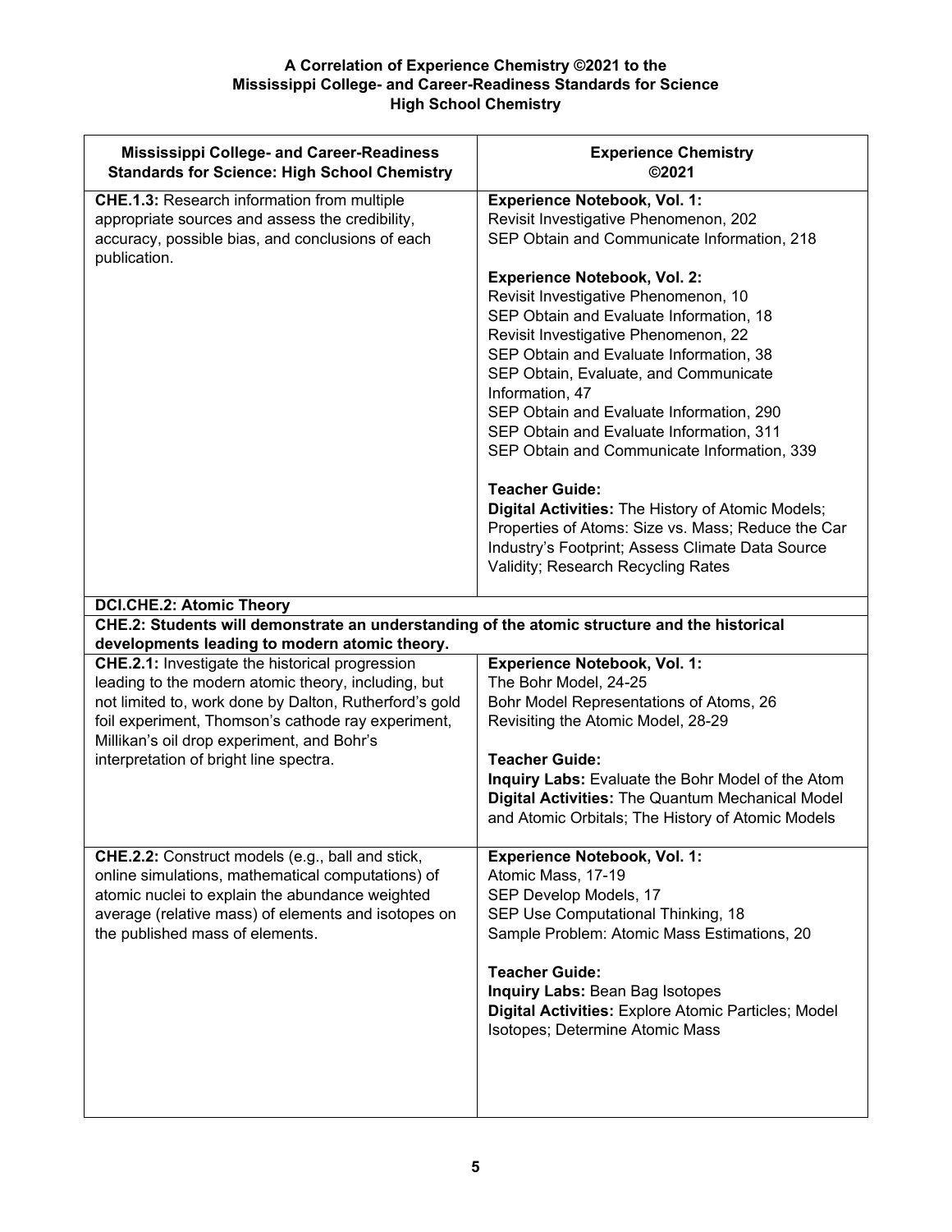**A Correlation of Experience Chemistry ©2021 to the Mississippi College- and Career-Readiness Standards for Science High School Chemistry**

| Mississippi College- and Career-Readiness Standards for Science: High School Chemistry | Experience Chemistry ©2021 |
|---|---|
| **CHE.1.3:** Research information from multiple appropriate sources and assess the credibility, accuracy, possible bias, and conclusions of each publication. | **Experience Notebook, Vol. 1:**<br>Revisit Investigative Phenomenon, 202<br>SEP Obtain and Communicate Information, 218<br><br>**Experience Notebook, Vol. 2:**<br>Revisit Investigative Phenomenon, 10<br>SEP Obtain and Evaluate Information, 18<br>Revisit Investigative Phenomenon, 22<br>SEP Obtain and Evaluate Information, 38<br>SEP Obtain, Evaluate, and Communicate Information, 47<br>SEP Obtain and Evaluate Information, 290<br>SEP Obtain and Evaluate Information, 311<br>SEP Obtain and Communicate Information, 339<br><br>**Teacher Guide:**<br>**Digital Activities:** The History of Atomic Models; Properties of Atoms: Size vs. Mass; Reduce the Car Industry's Footprint; Assess Climate Data Source Validity; Research Recycling Rates |
| **DCI.CHE.2: Atomic Theory** | |
| **CHE.2: Students will demonstrate an understanding of the atomic structure and the historical developments leading to modern atomic theory.** | |
| **CHE.2.1:** Investigate the historical progression leading to the modern atomic theory, including, but not limited to, work done by Dalton, Rutherford's gold foil experiment, Thomson's cathode ray experiment, Millikan's oil drop experiment, and Bohr's interpretation of bright line spectra. | **Experience Notebook, Vol. 1:**<br>The Bohr Model, 24-25<br>Bohr Model Representations of Atoms, 26<br>Revisiting the Atomic Model, 28-29<br><br>**Teacher Guide:**<br>**Inquiry Labs:** Evaluate the Bohr Model of the Atom<br>**Digital Activities:** The Quantum Mechanical Model and Atomic Orbitals; The History of Atomic Models |
| **CHE.2.2:** Construct models (e.g., ball and stick, online simulations, mathematical computations) of atomic nuclei to explain the abundance weighted average (relative mass) of elements and isotopes on the published mass of elements. | **Experience Notebook, Vol. 1:**<br>Atomic Mass, 17-19<br>SEP Develop Models, 17<br>SEP Use Computational Thinking, 18<br>Sample Problem: Atomic Mass Estimations, 20<br><br>**Teacher Guide:**<br>**Inquiry Labs:** Bean Bag Isotopes<br>**Digital Activities:** Explore Atomic Particles; Model Isotopes; Determine Atomic Mass |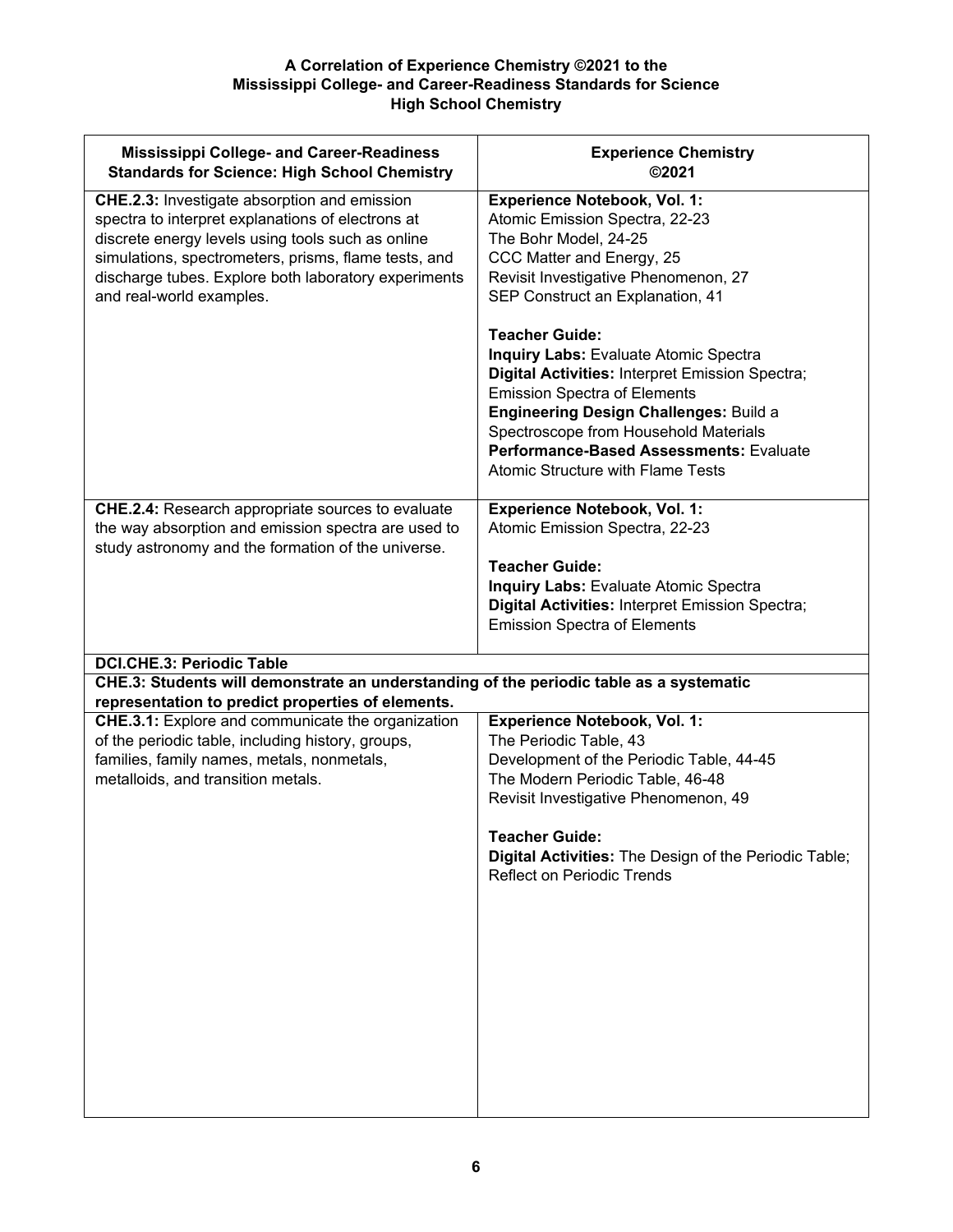**A Correlation of Experience Chemistry ©2021 to the Mississippi College- and Career-Readiness Standards for Science High School Chemistry**

| Mississippi College- and Career-Readiness Standards for Science: High School Chemistry | Experience Chemistry ©2021 |
|---|---|
| **CHE.2.3:** Investigate absorption and emission spectra to interpret explanations of electrons at discrete energy levels using tools such as online simulations, spectrometers, prisms, flame tests, and discharge tubes. Explore both laboratory experiments and real-world examples. | **Experience Notebook, Vol. 1:**<br>Atomic Emission Spectra, 22-23<br>The Bohr Model, 24-25<br>CCC Matter and Energy, 25<br>Revisit Investigative Phenomenon, 27<br>SEP Construct an Explanation, 41<br><br>**Teacher Guide:**<br>**Inquiry Labs:** Evaluate Atomic Spectra<br>**Digital Activities:** Interpret Emission Spectra; Emission Spectra of Elements<br>**Engineering Design Challenges:** Build a Spectroscope from Household Materials<br>**Performance-Based Assessments:** Evaluate Atomic Structure with Flame Tests |
| **CHE.2.4:** Research appropriate sources to evaluate the way absorption and emission spectra are used to study astronomy and the formation of the universe. | **Experience Notebook, Vol. 1:**<br>Atomic Emission Spectra, 22-23<br><br>**Teacher Guide:**<br>**Inquiry Labs:** Evaluate Atomic Spectra<br>**Digital Activities:** Interpret Emission Spectra; Emission Spectra of Elements |
| **DCI.CHE.3: Periodic Table** | |
| **CHE.3: Students will demonstrate an understanding of the periodic table as a systematic representation to predict properties of elements.** | |
| **CHE.3.1:** Explore and communicate the organization of the periodic table, including history, groups, families, family names, metals, nonmetals, metalloids, and transition metals. | **Experience Notebook, Vol. 1:**<br>The Periodic Table, 43<br>Development of the Periodic Table, 44-45<br>The Modern Periodic Table, 46-48<br>Revisit Investigative Phenomenon, 49<br><br>**Teacher Guide:**<br>**Digital Activities:** The Design of the Periodic Table; Reflect on Periodic Trends |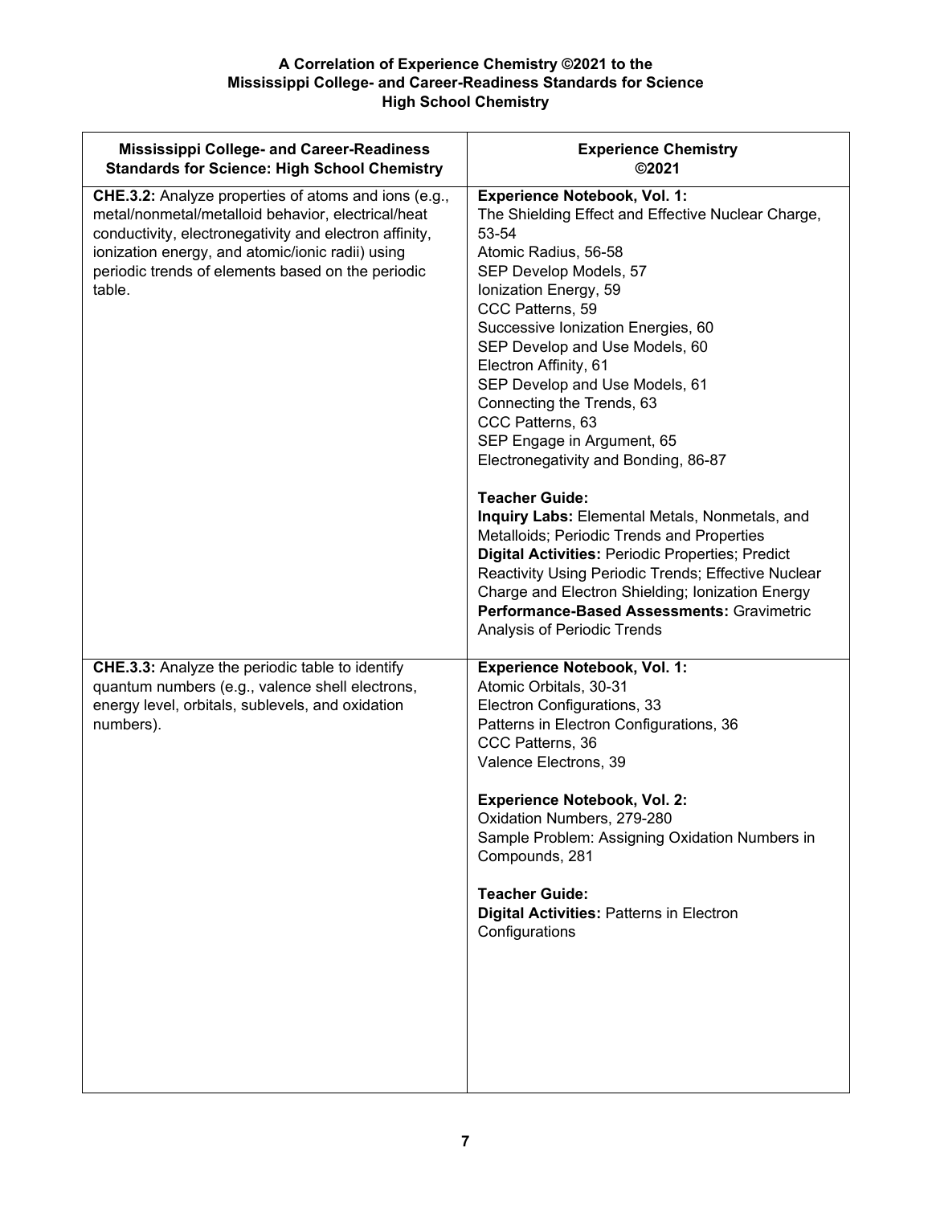**A Correlation of Experience Chemistry ©2021 to the**
**Mississippi College- and Career-Readiness Standards for Science**
**High School Chemistry**

| Mississippi College- and Career-Readiness Standards for Science: High School Chemistry | Experience Chemistry ©2021 |
|---|---|
| **CHE.3.2:** Analyze properties of atoms and ions (e.g., metal/nonmetal/metalloid behavior, electrical/heat conductivity, electronegativity and electron affinity, ionization energy, and atomic/ionic radii) using periodic trends of elements based on the periodic table. | **Experience Notebook, Vol. 1:**<br>The Shielding Effect and Effective Nuclear Charge, 53-54<br>Atomic Radius, 56-58<br>SEP Develop Models, 57<br>Ionization Energy, 59<br>CCC Patterns, 59<br>Successive Ionization Energies, 60<br>SEP Develop and Use Models, 60<br>Electron Affinity, 61<br>SEP Develop and Use Models, 61<br>Connecting the Trends, 63<br>CCC Patterns, 63<br>SEP Engage in Argument, 65<br>Electronegativity and Bonding, 86-87<br><br>**Teacher Guide:**<br>**Inquiry Labs:** Elemental Metals, Nonmetals, and Metalloids; Periodic Trends and Properties<br>**Digital Activities:** Periodic Properties; Predict Reactivity Using Periodic Trends; Effective Nuclear Charge and Electron Shielding; Ionization Energy<br>**Performance-Based Assessments:** Gravimetric Analysis of Periodic Trends |
| **CHE.3.3:** Analyze the periodic table to identify quantum numbers (e.g., valence shell electrons, energy level, orbitals, sublevels, and oxidation numbers). | **Experience Notebook, Vol. 1:**<br>Atomic Orbitals, 30-31<br>Electron Configurations, 33<br>Patterns in Electron Configurations, 36<br>CCC Patterns, 36<br>Valence Electrons, 39<br><br>**Experience Notebook, Vol. 2:**<br>Oxidation Numbers, 279-280<br>Sample Problem: Assigning Oxidation Numbers in Compounds, 281<br><br>**Teacher Guide:**<br>**Digital Activities:** Patterns in Electron Configurations |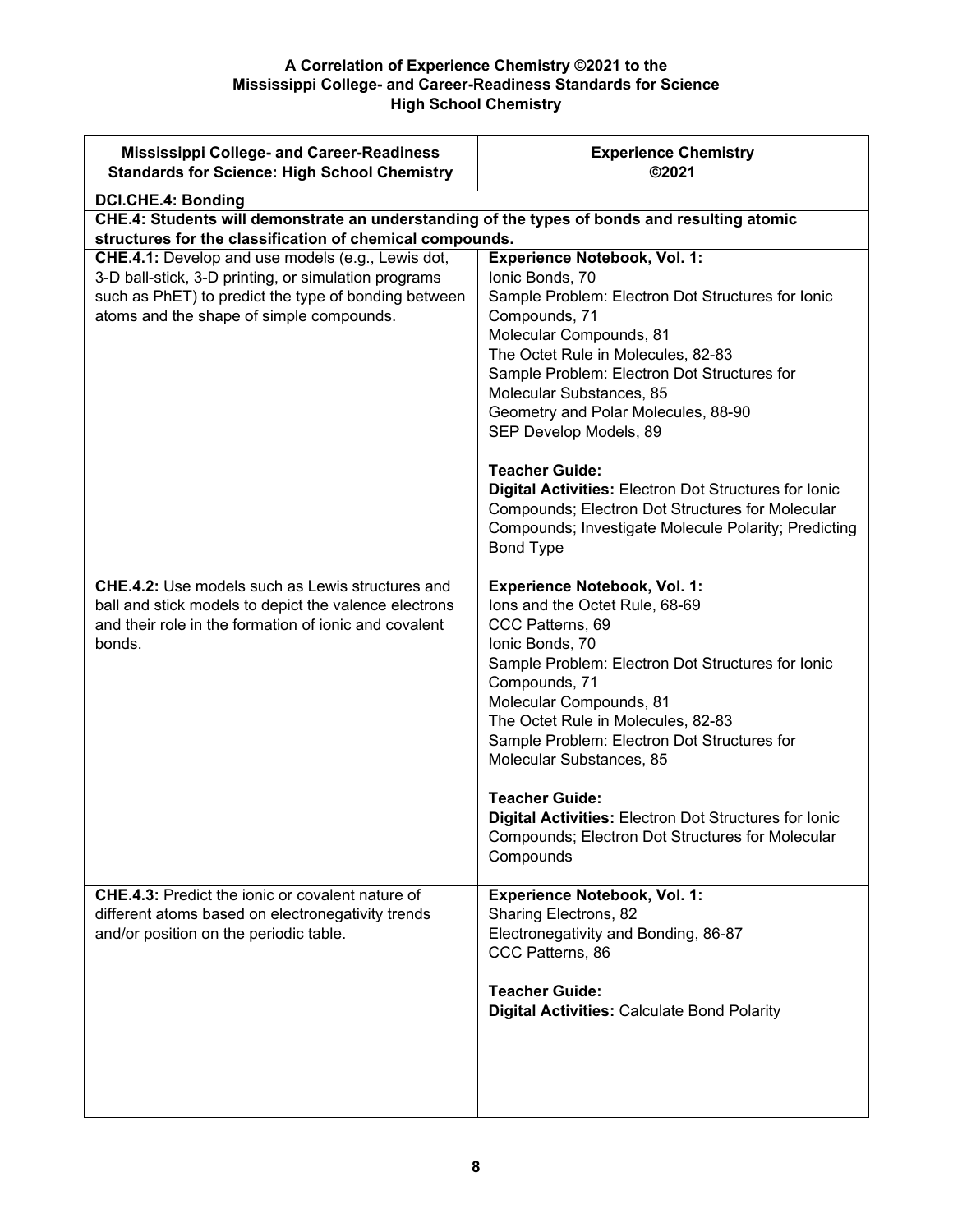**A Correlation of Experience Chemistry ©2021 to the Mississippi College- and Career-Readiness Standards for Science High School Chemistry**

| Mississippi College- and Career-Readiness Standards for Science: High School Chemistry | Experience Chemistry ©2021 |
|---|---|
| **DCI.CHE.4: Bonding** | |
| **CHE.4: Students will demonstrate an understanding of the types of bonds and resulting atomic structures for the classification of chemical compounds.** | |
| **CHE.4.1:** Develop and use models (e.g., Lewis dot, 3-D ball-stick, 3-D printing, or simulation programs such as PhET) to predict the type of bonding between atoms and the shape of simple compounds. | **Experience Notebook, Vol. 1:**<br>Ionic Bonds, 70<br>Sample Problem: Electron Dot Structures for Ionic Compounds, 71<br>Molecular Compounds, 81<br>The Octet Rule in Molecules, 82-83<br>Sample Problem: Electron Dot Structures for Molecular Substances, 85<br>Geometry and Polar Molecules, 88-90<br>SEP Develop Models, 89<br><br>**Teacher Guide:**<br>**Digital Activities:** Electron Dot Structures for Ionic Compounds; Electron Dot Structures for Molecular Compounds; Investigate Molecule Polarity; Predicting Bond Type |
| **CHE.4.2:** Use models such as Lewis structures and ball and stick models to depict the valence electrons and their role in the formation of ionic and covalent bonds. | **Experience Notebook, Vol. 1:**<br>Ions and the Octet Rule, 68-69<br>CCC Patterns, 69<br>Ionic Bonds, 70<br>Sample Problem: Electron Dot Structures for Ionic Compounds, 71<br>Molecular Compounds, 81<br>The Octet Rule in Molecules, 82-83<br>Sample Problem: Electron Dot Structures for Molecular Substances, 85<br><br>**Teacher Guide:**<br>**Digital Activities:** Electron Dot Structures for Ionic Compounds; Electron Dot Structures for Molecular Compounds |
| **CHE.4.3:** Predict the ionic or covalent nature of different atoms based on electronegativity trends and/or position on the periodic table. | **Experience Notebook, Vol. 1:**<br>Sharing Electrons, 82<br>Electronegativity and Bonding, 86-87<br>CCC Patterns, 86<br><br>**Teacher Guide:**<br>**Digital Activities:** Calculate Bond Polarity |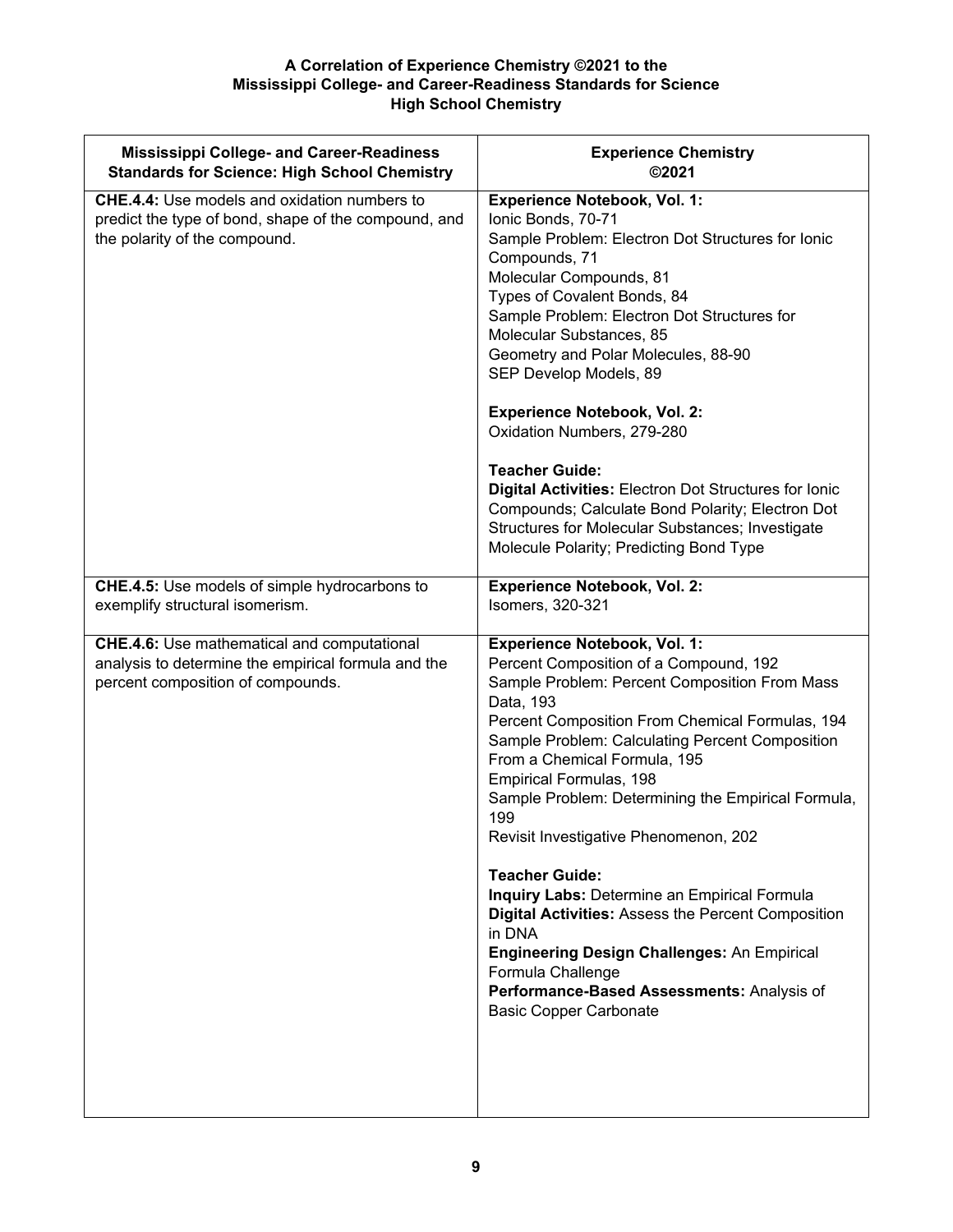**A Correlation of Experience Chemistry ©2021 to the**
**Mississippi College- and Career-Readiness Standards for Science**
**High School Chemistry**

| Mississippi College- and Career-Readiness Standards for Science: High School Chemistry | Experience Chemistry ©2021 |
|---|---|
| **CHE.4.4:** Use models and oxidation numbers to predict the type of bond, shape of the compound, and the polarity of the compound. | **Experience Notebook, Vol. 1:**<br>Ionic Bonds, 70-71<br>Sample Problem: Electron Dot Structures for Ionic Compounds, 71<br>Molecular Compounds, 81<br>Types of Covalent Bonds, 84<br>Sample Problem: Electron Dot Structures for Molecular Substances, 85<br>Geometry and Polar Molecules, 88-90<br>SEP Develop Models, 89<br><br>**Experience Notebook, Vol. 2:**<br>Oxidation Numbers, 279-280<br><br>**Teacher Guide:**<br>**Digital Activities:** Electron Dot Structures for Ionic Compounds; Calculate Bond Polarity; Electron Dot Structures for Molecular Substances; Investigate Molecule Polarity; Predicting Bond Type |
| **CHE.4.5:** Use models of simple hydrocarbons to exemplify structural isomerism. | **Experience Notebook, Vol. 2:**<br>Isomers, 320-321 |
| **CHE.4.6:** Use mathematical and computational analysis to determine the empirical formula and the percent composition of compounds. | **Experience Notebook, Vol. 1:**<br>Percent Composition of a Compound, 192<br>Sample Problem: Percent Composition From Mass Data, 193<br>Percent Composition From Chemical Formulas, 194<br>Sample Problem: Calculating Percent Composition From a Chemical Formula, 195<br>Empirical Formulas, 198<br>Sample Problem: Determining the Empirical Formula, 199<br>Revisit Investigative Phenomenon, 202<br><br>**Teacher Guide:**<br>**Inquiry Labs:** Determine an Empirical Formula<br>**Digital Activities:** Assess the Percent Composition in DNA<br>**Engineering Design Challenges:** An Empirical Formula Challenge<br>**Performance-Based Assessments:** Analysis of Basic Copper Carbonate |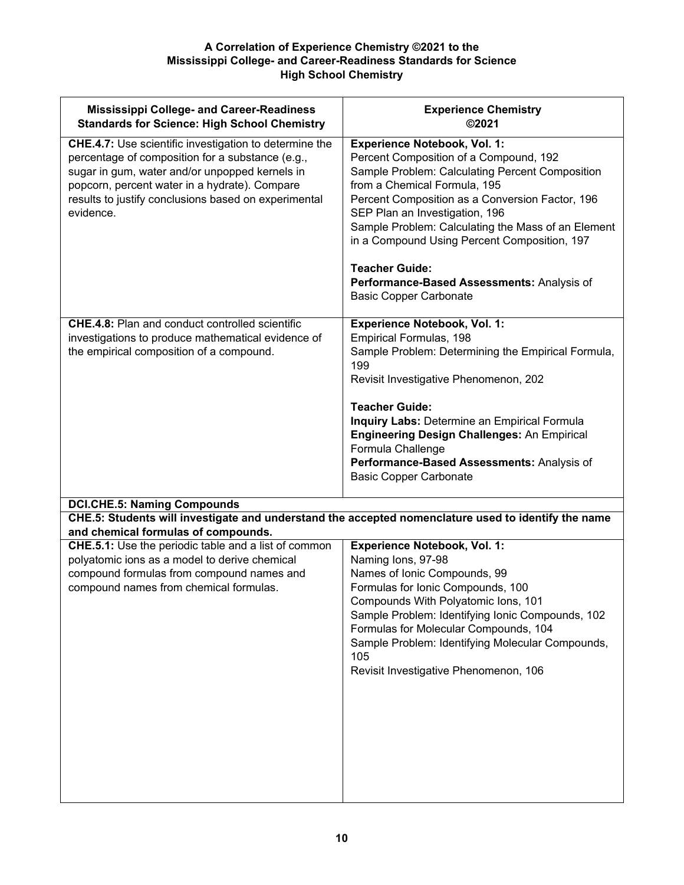**A Correlation of Experience Chemistry ©2021 to the Mississippi College- and Career-Readiness Standards for Science High School Chemistry**

| Mississippi College- and Career-Readiness Standards for Science: High School Chemistry | Experience Chemistry ©2021 |
|---|---|
| **CHE.4.7:** Use scientific investigation to determine the percentage of composition for a substance (e.g., sugar in gum, water and/or unpopped kernels in popcorn, percent water in a hydrate). Compare results to justify conclusions based on experimental evidence. | **Experience Notebook, Vol. 1:**<br>Percent Composition of a Compound, 192<br>Sample Problem: Calculating Percent Composition from a Chemical Formula, 195<br>Percent Composition as a Conversion Factor, 196<br>SEP Plan an Investigation, 196<br>Sample Problem: Calculating the Mass of an Element in a Compound Using Percent Composition, 197<br><br>**Teacher Guide:**<br>**Performance-Based Assessments:** Analysis of Basic Copper Carbonate |
| **CHE.4.8:** Plan and conduct controlled scientific investigations to produce mathematical evidence of the empirical composition of a compound. | **Experience Notebook, Vol. 1:**<br>Empirical Formulas, 198<br>Sample Problem: Determining the Empirical Formula, 199<br>Revisit Investigative Phenomenon, 202<br><br>**Teacher Guide:**<br>**Inquiry Labs:** Determine an Empirical Formula<br>**Engineering Design Challenges:** An Empirical Formula Challenge<br>**Performance-Based Assessments:** Analysis of Basic Copper Carbonate |
| **DCI.CHE.5: Naming Compounds** | |
| **CHE.5: Students will investigate and understand the accepted nomenclature used to identify the name and chemical formulas of compounds.** | |
| **CHE.5.1:** Use the periodic table and a list of common polyatomic ions as a model to derive chemical compound formulas from compound names and compound names from chemical formulas. | **Experience Notebook, Vol. 1:**<br>Naming Ions, 97-98<br>Names of Ionic Compounds, 99<br>Formulas for Ionic Compounds, 100<br>Compounds With Polyatomic Ions, 101<br>Sample Problem: Identifying Ionic Compounds, 102<br>Formulas for Molecular Compounds, 104<br>Sample Problem: Identifying Molecular Compounds, 105<br>Revisit Investigative Phenomenon, 106 |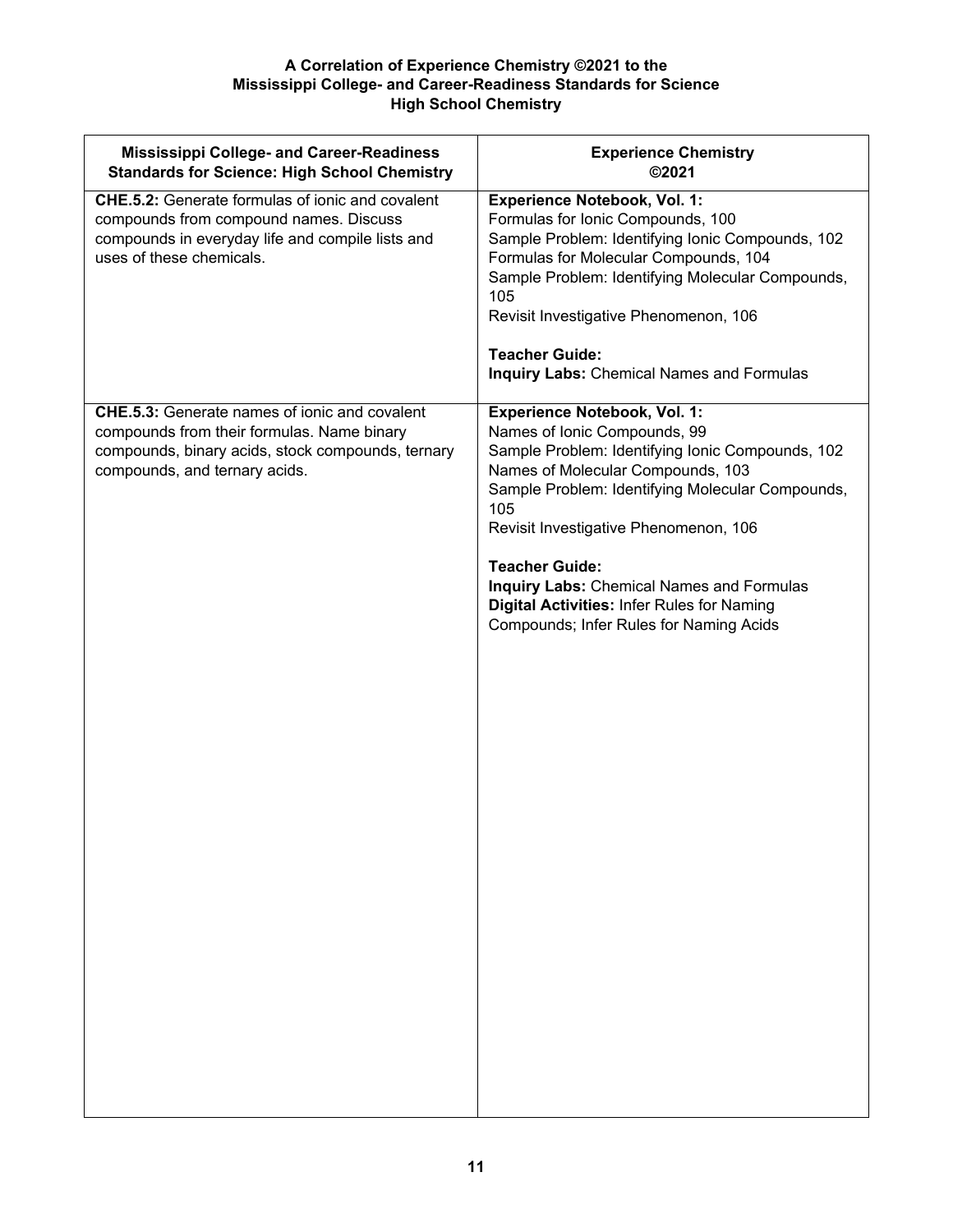**A Correlation of Experience Chemistry ©2021 to the Mississippi College- and Career-Readiness Standards for Science High School Chemistry**

| Mississippi College- and Career-Readiness Standards for Science: High School Chemistry | Experience Chemistry ©2021 |
| --- | --- |
| **CHE.5.2:** Generate formulas of ionic and covalent compounds from compound names. Discuss compounds in everyday life and compile lists and uses of these chemicals. | **Experience Notebook, Vol. 1:**<br>Formulas for Ionic Compounds, 100<br>Sample Problem: Identifying Ionic Compounds, 102<br>Formulas for Molecular Compounds, 104<br>Sample Problem: Identifying Molecular Compounds, 105<br>Revisit Investigative Phenomenon, 106<br><br>**Teacher Guide:**<br>**Inquiry Labs:** Chemical Names and Formulas |
| **CHE.5.3:** Generate names of ionic and covalent compounds from their formulas. Name binary compounds, binary acids, stock compounds, ternary compounds, and ternary acids. | **Experience Notebook, Vol. 1:**<br>Names of Ionic Compounds, 99<br>Sample Problem: Identifying Ionic Compounds, 102<br>Names of Molecular Compounds, 103<br>Sample Problem: Identifying Molecular Compounds, 105<br>Revisit Investigative Phenomenon, 106<br><br>**Teacher Guide:**<br>**Inquiry Labs:** Chemical Names and Formulas<br>**Digital Activities:** Infer Rules for Naming Compounds; Infer Rules for Naming Acids |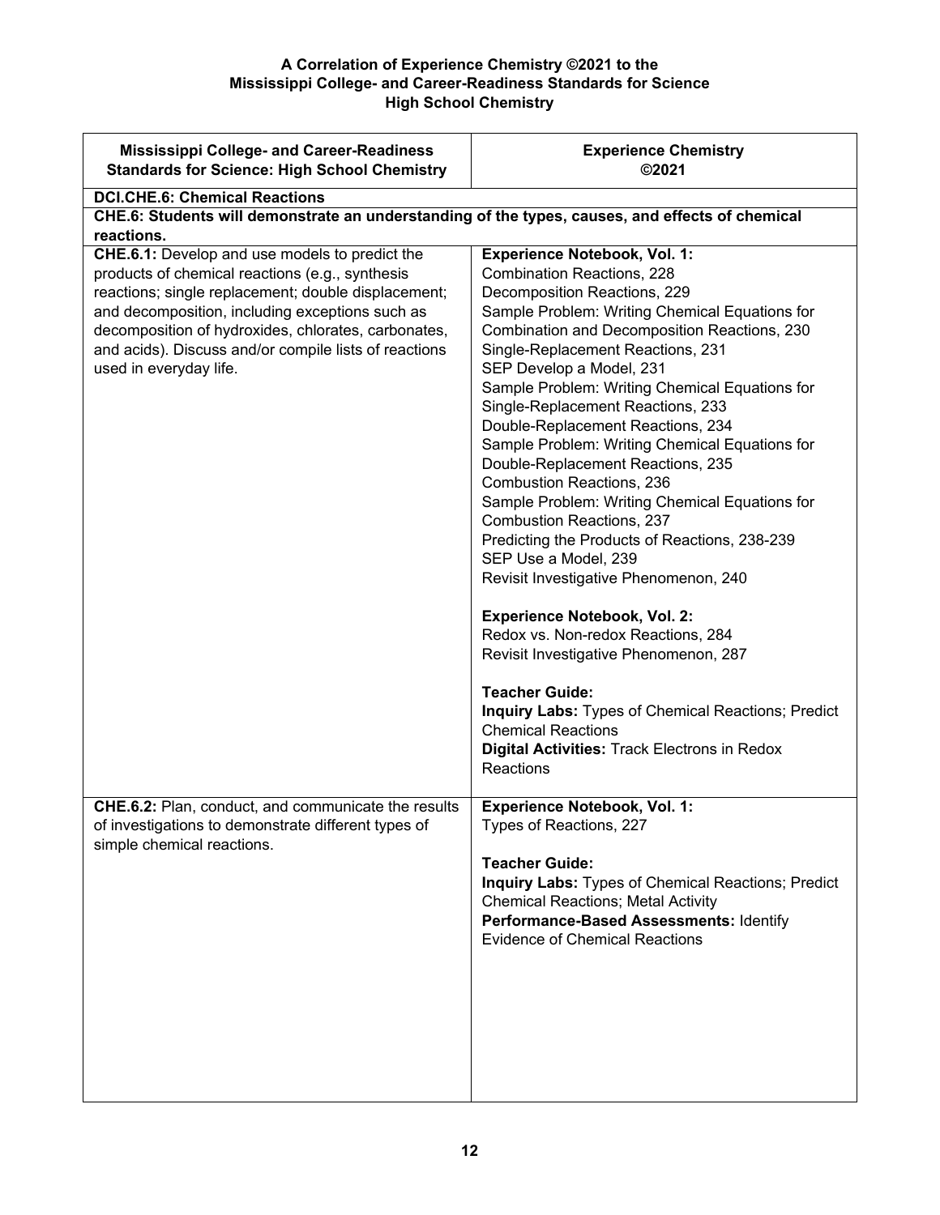**A Correlation of Experience Chemistry ©2021 to the Mississippi College- and Career-Readiness Standards for Science High School Chemistry**

| Mississippi College- and Career-Readiness Standards for Science: High School Chemistry | Experience Chemistry ©2021 |
|---|---|
| **DCI.CHE.6: Chemical Reactions** | |
| **CHE.6: Students will demonstrate an understanding of the types, causes, and effects of chemical reactions.** | |
| **CHE.6.1:** Develop and use models to predict the products of chemical reactions (e.g., synthesis reactions; single replacement; double displacement; and decomposition, including exceptions such as decomposition of hydroxides, chlorates, carbonates, and acids). Discuss and/or compile lists of reactions used in everyday life. | **Experience Notebook, Vol. 1:**<br>Combination Reactions, 228<br>Decomposition Reactions, 229<br>Sample Problem: Writing Chemical Equations for Combination and Decomposition Reactions, 230<br>Single-Replacement Reactions, 231<br>SEP Develop a Model, 231<br>Sample Problem: Writing Chemical Equations for Single-Replacement Reactions, 233<br>Double-Replacement Reactions, 234<br>Sample Problem: Writing Chemical Equations for Double-Replacement Reactions, 235<br>Combustion Reactions, 236<br>Sample Problem: Writing Chemical Equations for Combustion Reactions, 237<br>Predicting the Products of Reactions, 238-239<br>SEP Use a Model, 239<br>Revisit Investigative Phenomenon, 240<br><br>**Experience Notebook, Vol. 2:**<br>Redox vs. Non-redox Reactions, 284<br>Revisit Investigative Phenomenon, 287<br><br>**Teacher Guide:**<br>**Inquiry Labs:** Types of Chemical Reactions; Predict Chemical Reactions<br>**Digital Activities:** Track Electrons in Redox Reactions |
| **CHE.6.2:** Plan, conduct, and communicate the results of investigations to demonstrate different types of simple chemical reactions. | **Experience Notebook, Vol. 1:**<br>Types of Reactions, 227<br><br>**Teacher Guide:**<br>**Inquiry Labs:** Types of Chemical Reactions; Predict Chemical Reactions; Metal Activity<br>**Performance-Based Assessments:** Identify Evidence of Chemical Reactions |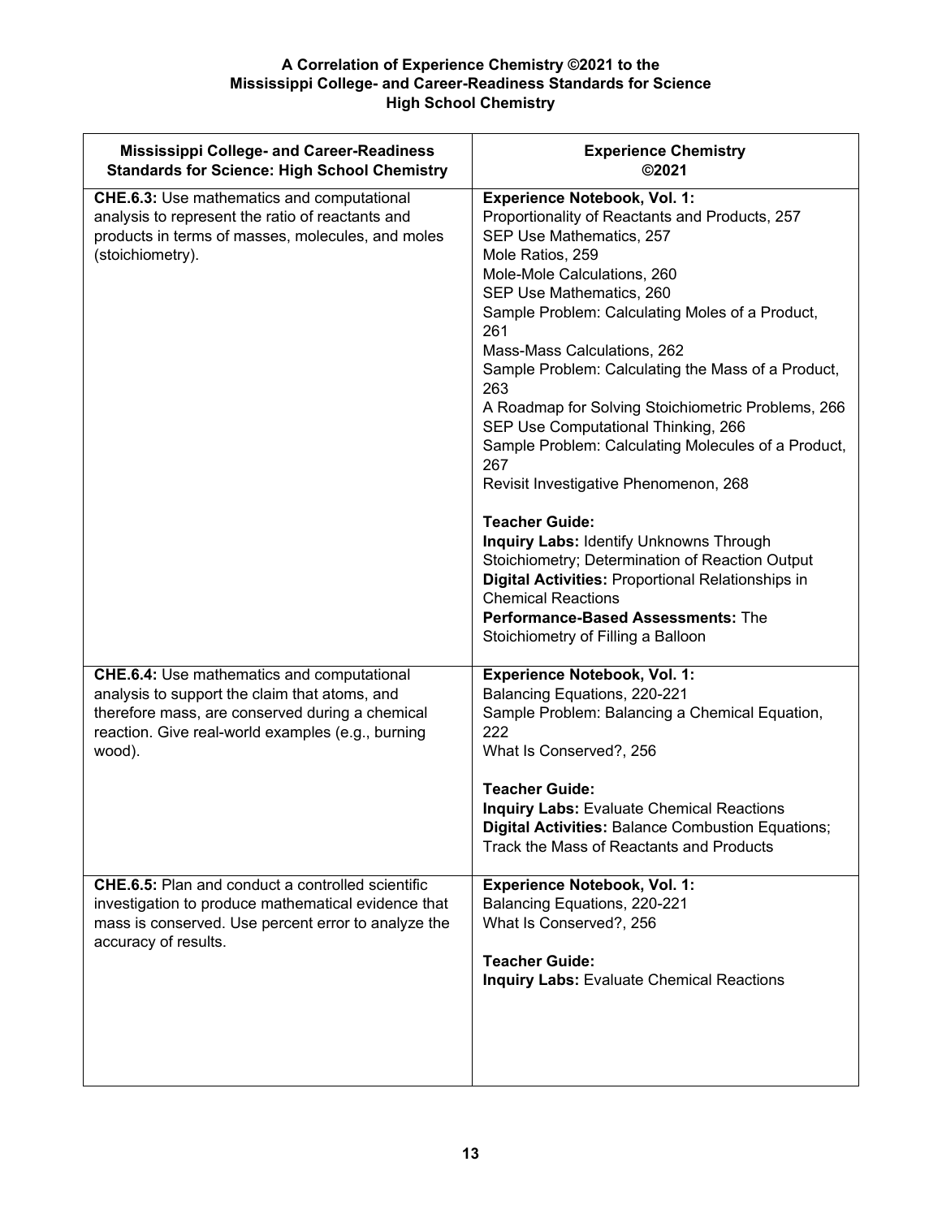**A Correlation of Experience Chemistry ©2021 to the**
**Mississippi College- and Career-Readiness Standards for Science**
**High School Chemistry**

| Mississippi College- and Career-Readiness Standards for Science: High School Chemistry | Experience Chemistry ©2021 |
|---|---|
| **CHE.6.3:** Use mathematics and computational analysis to represent the ratio of reactants and products in terms of masses, molecules, and moles (stoichiometry). | **Experience Notebook, Vol. 1:**<br>Proportionality of Reactants and Products, 257<br>SEP Use Mathematics, 257<br>Mole Ratios, 259<br>Mole-Mole Calculations, 260<br>SEP Use Mathematics, 260<br>Sample Problem: Calculating Moles of a Product, 261<br>Mass-Mass Calculations, 262<br>Sample Problem: Calculating the Mass of a Product, 263<br>A Roadmap for Solving Stoichiometric Problems, 266<br>SEP Use Computational Thinking, 266<br>Sample Problem: Calculating Molecules of a Product, 267<br>Revisit Investigative Phenomenon, 268<br><br>**Teacher Guide:**<br>**Inquiry Labs:** Identify Unknowns Through Stoichiometry; Determination of Reaction Output<br>**Digital Activities:** Proportional Relationships in Chemical Reactions<br>**Performance-Based Assessments:** The Stoichiometry of Filling a Balloon |
| **CHE.6.4:** Use mathematics and computational analysis to support the claim that atoms, and therefore mass, are conserved during a chemical reaction. Give real-world examples (e.g., burning wood). | **Experience Notebook, Vol. 1:**<br>Balancing Equations, 220-221<br>Sample Problem: Balancing a Chemical Equation, 222<br>What Is Conserved?, 256<br><br>**Teacher Guide:**<br>**Inquiry Labs:** Evaluate Chemical Reactions<br>**Digital Activities:** Balance Combustion Equations; Track the Mass of Reactants and Products |
| **CHE.6.5:** Plan and conduct a controlled scientific investigation to produce mathematical evidence that mass is conserved. Use percent error to analyze the accuracy of results. | **Experience Notebook, Vol. 1:**<br>Balancing Equations, 220-221<br>What Is Conserved?, 256<br><br>**Teacher Guide:**<br>**Inquiry Labs:** Evaluate Chemical Reactions |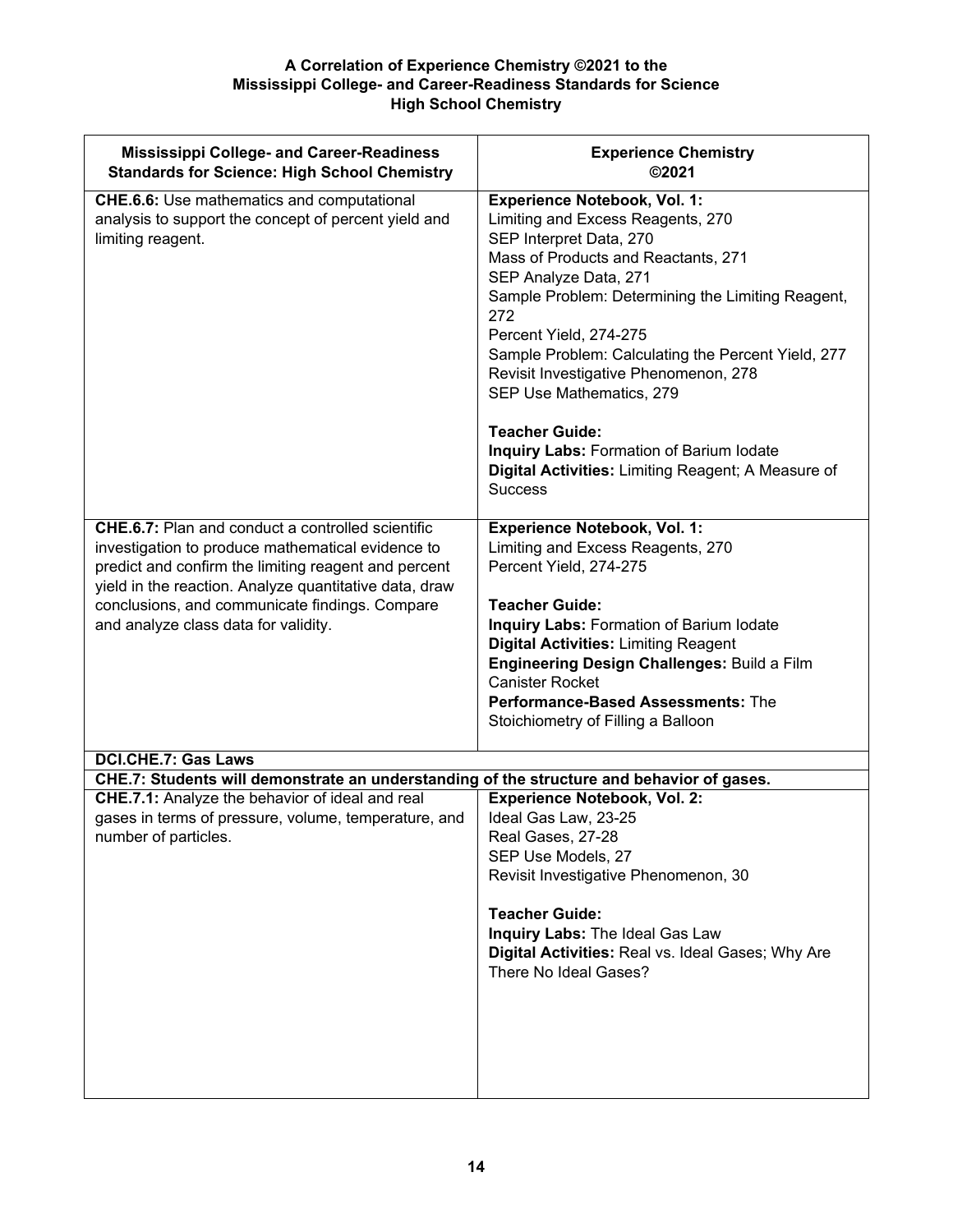**A Correlation of Experience Chemistry ©2021 to the Mississippi College- and Career-Readiness Standards for Science High School Chemistry**

| Mississippi College- and Career-Readiness Standards for Science: High School Chemistry | Experience Chemistry ©2021 |
|---|---|
| **CHE.6.6:** Use mathematics and computational analysis to support the concept of percent yield and limiting reagent. | **Experience Notebook, Vol. 1:**<br>Limiting and Excess Reagents, 270<br>SEP Interpret Data, 270<br>Mass of Products and Reactants, 271<br>SEP Analyze Data, 271<br>Sample Problem: Determining the Limiting Reagent, 272<br>Percent Yield, 274-275<br>Sample Problem: Calculating the Percent Yield, 277<br>Revisit Investigative Phenomenon, 278<br>SEP Use Mathematics, 279<br><br>**Teacher Guide:**<br>**Inquiry Labs:** Formation of Barium Iodate<br>**Digital Activities:** Limiting Reagent; A Measure of Success |
| **CHE.6.7:** Plan and conduct a controlled scientific investigation to produce mathematical evidence to predict and confirm the limiting reagent and percent yield in the reaction. Analyze quantitative data, draw conclusions, and communicate findings. Compare and analyze class data for validity. | **Experience Notebook, Vol. 1:**<br>Limiting and Excess Reagents, 270<br>Percent Yield, 274-275<br><br>**Teacher Guide:**<br>**Inquiry Labs:** Formation of Barium Iodate<br>**Digital Activities:** Limiting Reagent<br>**Engineering Design Challenges:** Build a Film Canister Rocket<br>**Performance-Based Assessments:** The Stoichiometry of Filling a Balloon |
| **DCI.CHE.7: Gas Laws** | |
| **CHE.7: Students will demonstrate an understanding of the structure and behavior of gases.** | |
| **CHE.7.1:** Analyze the behavior of ideal and real gases in terms of pressure, volume, temperature, and number of particles. | **Experience Notebook, Vol. 2:**<br>Ideal Gas Law, 23-25<br>Real Gases, 27-28<br>SEP Use Models, 27<br>Revisit Investigative Phenomenon, 30<br><br>**Teacher Guide:**<br>**Inquiry Labs:** The Ideal Gas Law<br>**Digital Activities:** Real vs. Ideal Gases; Why Are There No Ideal Gases? |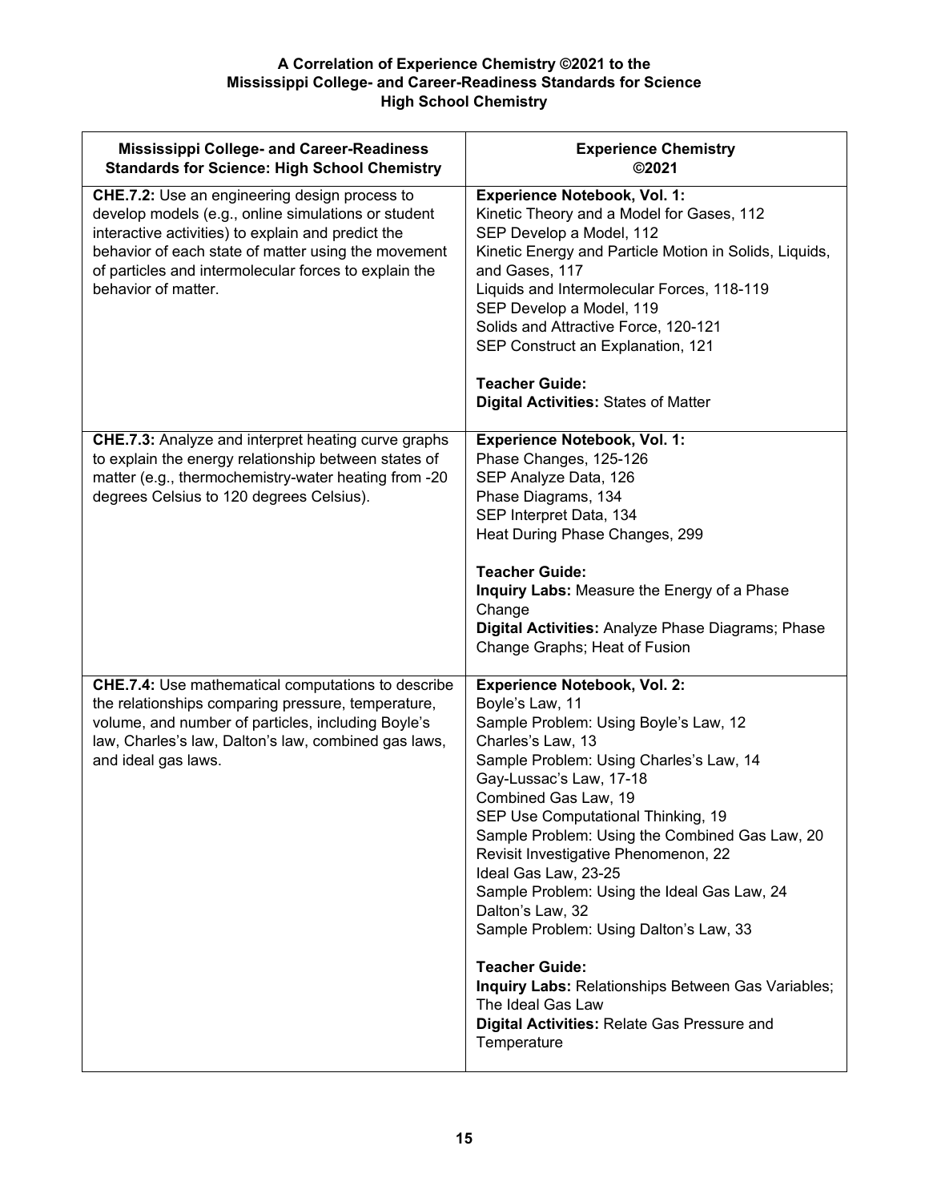**A Correlation of Experience Chemistry ©2021 to the Mississippi College- and Career-Readiness Standards for Science High School Chemistry**

| Mississippi College- and Career-Readiness Standards for Science: High School Chemistry | Experience Chemistry ©2021 |
|---|---|
| **CHE.7.2:** Use an engineering design process to develop models (e.g., online simulations or student interactive activities) to explain and predict the behavior of each state of matter using the movement of particles and intermolecular forces to explain the behavior of matter. | **Experience Notebook, Vol. 1:**<br>Kinetic Theory and a Model for Gases, 112<br>SEP Develop a Model, 112<br>Kinetic Energy and Particle Motion in Solids, Liquids, and Gases, 117<br>Liquids and Intermolecular Forces, 118-119<br>SEP Develop a Model, 119<br>Solids and Attractive Force, 120-121<br>SEP Construct an Explanation, 121<br><br>**Teacher Guide:**<br>**Digital Activities:** States of Matter |
| **CHE.7.3:** Analyze and interpret heating curve graphs to explain the energy relationship between states of matter (e.g., thermochemistry-water heating from -20 degrees Celsius to 120 degrees Celsius). | **Experience Notebook, Vol. 1:**<br>Phase Changes, 125-126<br>SEP Analyze Data, 126<br>Phase Diagrams, 134<br>SEP Interpret Data, 134<br>Heat During Phase Changes, 299<br><br>**Teacher Guide:**<br>**Inquiry Labs:** Measure the Energy of a Phase Change<br>**Digital Activities:** Analyze Phase Diagrams; Phase Change Graphs; Heat of Fusion |
| **CHE.7.4:** Use mathematical computations to describe the relationships comparing pressure, temperature, volume, and number of particles, including Boyle's law, Charles's law, Dalton's law, combined gas laws, and ideal gas laws. | **Experience Notebook, Vol. 2:**<br>Boyle's Law, 11<br>Sample Problem: Using Boyle's Law, 12<br>Charles's Law, 13<br>Sample Problem: Using Charles's Law, 14<br>Gay-Lussac's Law, 17-18<br>Combined Gas Law, 19<br>SEP Use Computational Thinking, 19<br>Sample Problem: Using the Combined Gas Law, 20<br>Revisit Investigative Phenomenon, 22<br>Ideal Gas Law, 23-25<br>Sample Problem: Using the Ideal Gas Law, 24<br>Dalton's Law, 32<br>Sample Problem: Using Dalton's Law, 33<br><br>**Teacher Guide:**<br>**Inquiry Labs:** Relationships Between Gas Variables; The Ideal Gas Law<br>**Digital Activities:** Relate Gas Pressure and Temperature |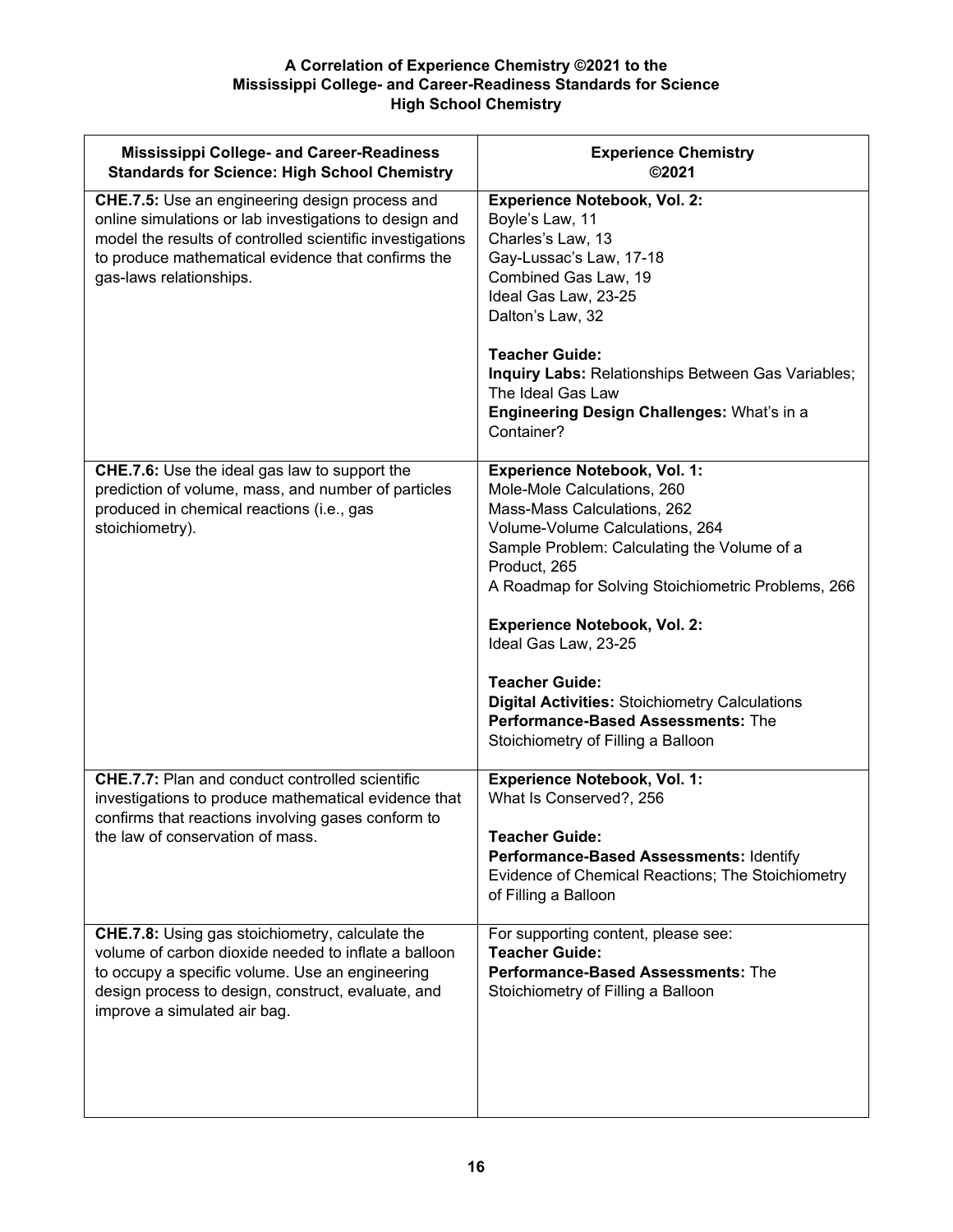**A Correlation of Experience Chemistry ©2021 to the Mississippi College- and Career-Readiness Standards for Science High School Chemistry**

| Mississippi College- and Career-Readiness Standards for Science: High School Chemistry | Experience Chemistry ©2021 |
|---|---|
| **CHE.7.5:** Use an engineering design process and online simulations or lab investigations to design and model the results of controlled scientific investigations to produce mathematical evidence that confirms the gas-laws relationships. | **Experience Notebook, Vol. 2:**<br>Boyle's Law, 11<br>Charles's Law, 13<br>Gay-Lussac's Law, 17-18<br>Combined Gas Law, 19<br>Ideal Gas Law, 23-25<br>Dalton's Law, 32<br><br>**Teacher Guide:**<br>**Inquiry Labs:** Relationships Between Gas Variables; The Ideal Gas Law<br>**Engineering Design Challenges:** What's in a Container? |
| **CHE.7.6:** Use the ideal gas law to support the prediction of volume, mass, and number of particles produced in chemical reactions (i.e., gas stoichiometry). | **Experience Notebook, Vol. 1:**<br>Mole-Mole Calculations, 260<br>Mass-Mass Calculations, 262<br>Volume-Volume Calculations, 264<br>Sample Problem: Calculating the Volume of a Product, 265<br>A Roadmap for Solving Stoichiometric Problems, 266<br><br>**Experience Notebook, Vol. 2:**<br>Ideal Gas Law, 23-25<br><br>**Teacher Guide:**<br>**Digital Activities:** Stoichiometry Calculations<br>**Performance-Based Assessments:** The Stoichiometry of Filling a Balloon |
| **CHE.7.7:** Plan and conduct controlled scientific investigations to produce mathematical evidence that confirms that reactions involving gases conform to the law of conservation of mass. | **Experience Notebook, Vol. 1:**<br>What Is Conserved?, 256<br><br>**Teacher Guide:**<br>**Performance-Based Assessments:** Identify Evidence of Chemical Reactions; The Stoichiometry of Filling a Balloon |
| **CHE.7.8:** Using gas stoichiometry, calculate the volume of carbon dioxide needed to inflate a balloon to occupy a specific volume. Use an engineering design process to design, construct, evaluate, and improve a simulated air bag. | For supporting content, please see:<br>**Teacher Guide:**<br>**Performance-Based Assessments:** The Stoichiometry of Filling a Balloon |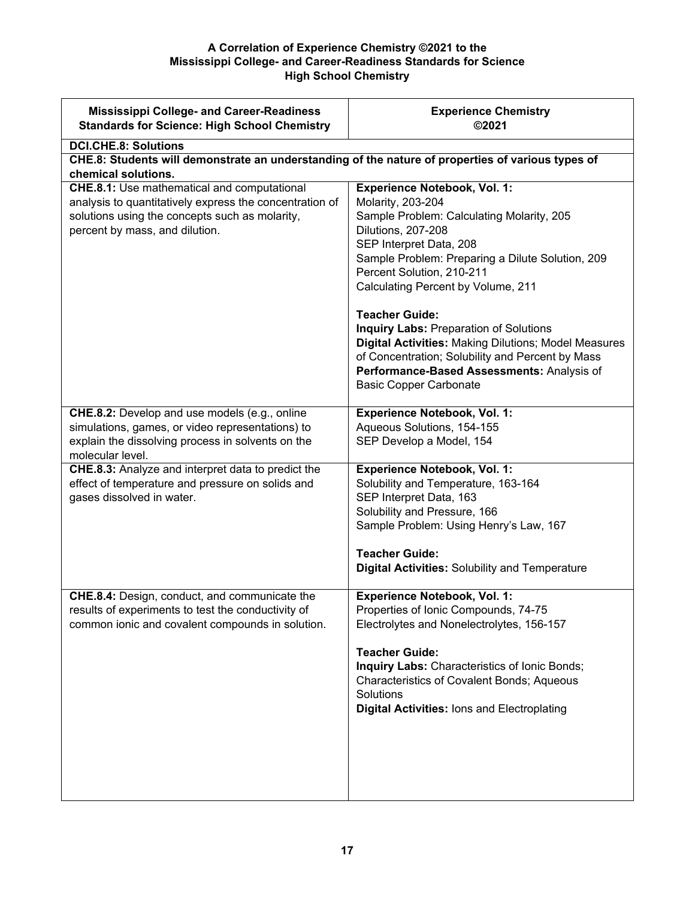**A Correlation of Experience Chemistry ©2021 to the Mississippi College- and Career-Readiness Standards for Science High School Chemistry**

| Mississippi College- and Career-Readiness Standards for Science: High School Chemistry | Experience Chemistry ©2021 |
|---|---|
| **DCI.CHE.8: Solutions** | |
| **CHE.8: Students will demonstrate an understanding of the nature of properties of various types of chemical solutions.** | |
| **CHE.8.1:** Use mathematical and computational analysis to quantitatively express the concentration of solutions using the concepts such as molarity, percent by mass, and dilution. | **Experience Notebook, Vol. 1:**<br>Molarity, 203-204<br>Sample Problem: Calculating Molarity, 205<br>Dilutions, 207-208<br>SEP Interpret Data, 208<br>Sample Problem: Preparing a Dilute Solution, 209<br>Percent Solution, 210-211<br>Calculating Percent by Volume, 211<br><br>**Teacher Guide:**<br>**Inquiry Labs:** Preparation of Solutions<br>**Digital Activities:** Making Dilutions; Model Measures of Concentration; Solubility and Percent by Mass<br>**Performance-Based Assessments:** Analysis of Basic Copper Carbonate |
| **CHE.8.2:** Develop and use models (e.g., online simulations, games, or video representations) to explain the dissolving process in solvents on the molecular level. | **Experience Notebook, Vol. 1:**<br>Aqueous Solutions, 154-155<br>SEP Develop a Model, 154 |
| **CHE.8.3:** Analyze and interpret data to predict the effect of temperature and pressure on solids and gases dissolved in water. | **Experience Notebook, Vol. 1:**<br>Solubility and Temperature, 163-164<br>SEP Interpret Data, 163<br>Solubility and Pressure, 166<br>Sample Problem: Using Henry's Law, 167<br><br>**Teacher Guide:**<br>**Digital Activities:** Solubility and Temperature |
| **CHE.8.4:** Design, conduct, and communicate the results of experiments to test the conductivity of common ionic and covalent compounds in solution. | **Experience Notebook, Vol. 1:**<br>Properties of Ionic Compounds, 74-75<br>Electrolytes and Nonelectrolytes, 156-157<br><br>**Teacher Guide:**<br>**Inquiry Labs:** Characteristics of Ionic Bonds; Characteristics of Covalent Bonds; Aqueous Solutions<br>**Digital Activities:** Ions and Electroplating |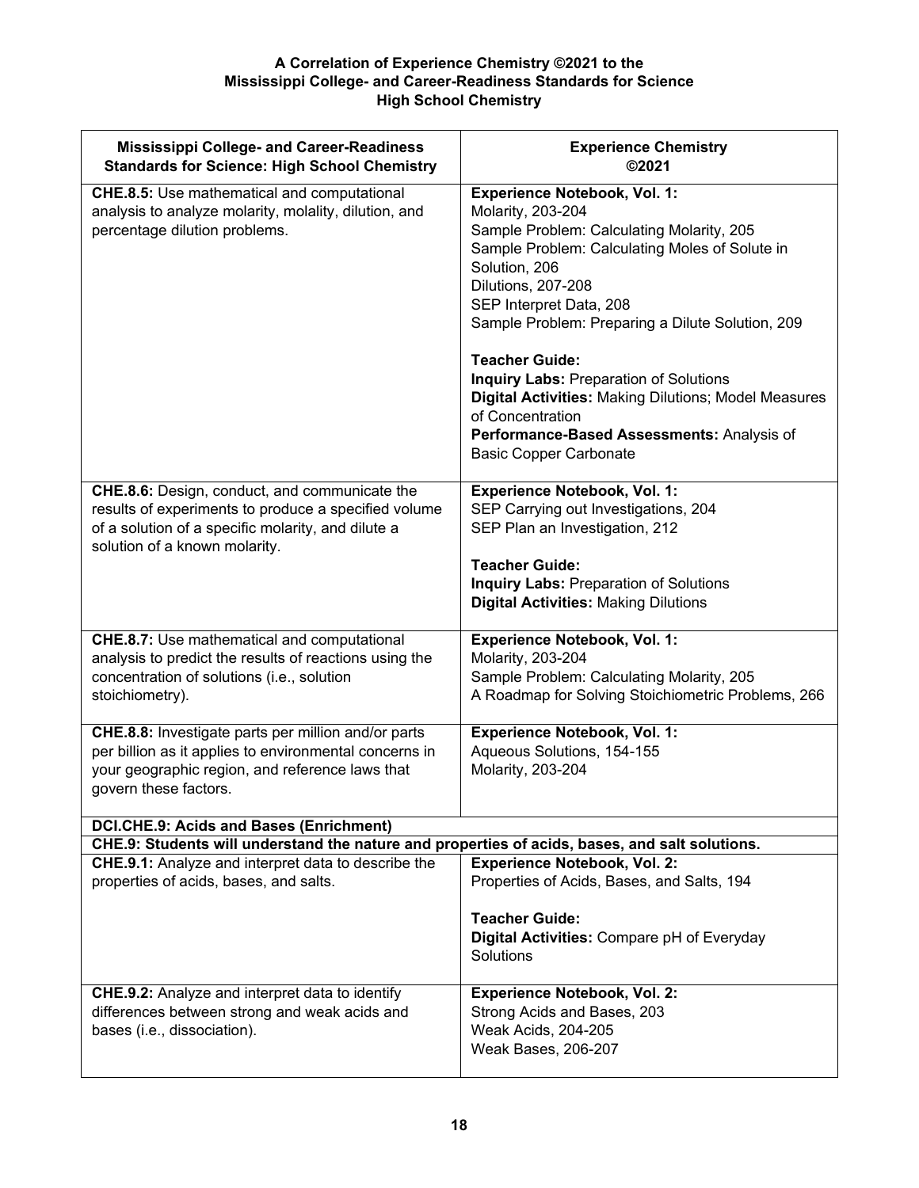**A Correlation of Experience Chemistry ©2021 to the Mississippi College- and Career-Readiness Standards for Science High School Chemistry**

| Mississippi College- and Career-Readiness Standards for Science: High School Chemistry | Experience Chemistry ©2021 |
|---|---|
| **CHE.8.5:** Use mathematical and computational analysis to analyze molarity, molality, dilution, and percentage dilution problems. | **Experience Notebook, Vol. 1:**<br>Molarity, 203-204<br>Sample Problem: Calculating Molarity, 205<br>Sample Problem: Calculating Moles of Solute in Solution, 206<br>Dilutions, 207-208<br>SEP Interpret Data, 208<br>Sample Problem: Preparing a Dilute Solution, 209<br><br>**Teacher Guide:**<br>**Inquiry Labs:** Preparation of Solutions<br>**Digital Activities:** Making Dilutions; Model Measures of Concentration<br>**Performance-Based Assessments:** Analysis of Basic Copper Carbonate |
| **CHE.8.6:** Design, conduct, and communicate the results of experiments to produce a specified volume of a solution of a specific molarity, and dilute a solution of a known molarity. | **Experience Notebook, Vol. 1:**<br>SEP Carrying out Investigations, 204<br>SEP Plan an Investigation, 212<br><br>**Teacher Guide:**<br>**Inquiry Labs:** Preparation of Solutions<br>**Digital Activities:** Making Dilutions |
| **CHE.8.7:** Use mathematical and computational analysis to predict the results of reactions using the concentration of solutions (i.e., solution stoichiometry). | **Experience Notebook, Vol. 1:**<br>Molarity, 203-204<br>Sample Problem: Calculating Molarity, 205<br>A Roadmap for Solving Stoichiometric Problems, 266 |
| **CHE.8.8:** Investigate parts per million and/or parts per billion as it applies to environmental concerns in your geographic region, and reference laws that govern these factors. | **Experience Notebook, Vol. 1:**<br>Aqueous Solutions, 154-155<br>Molarity, 203-204 |
| **DCI.CHE.9: Acids and Bases (Enrichment)** | |
| **CHE.9: Students will understand the nature and properties of acids, bases, and salt solutions.** | |
| **CHE.9.1:** Analyze and interpret data to describe the properties of acids, bases, and salts. | **Experience Notebook, Vol. 2:**<br>Properties of Acids, Bases, and Salts, 194<br><br>**Teacher Guide:**<br>**Digital Activities:** Compare pH of Everyday Solutions |
| **CHE.9.2:** Analyze and interpret data to identify differences between strong and weak acids and bases (i.e., dissociation). | **Experience Notebook, Vol. 2:**<br>Strong Acids and Bases, 203<br>Weak Acids, 204-205<br>Weak Bases, 206-207 |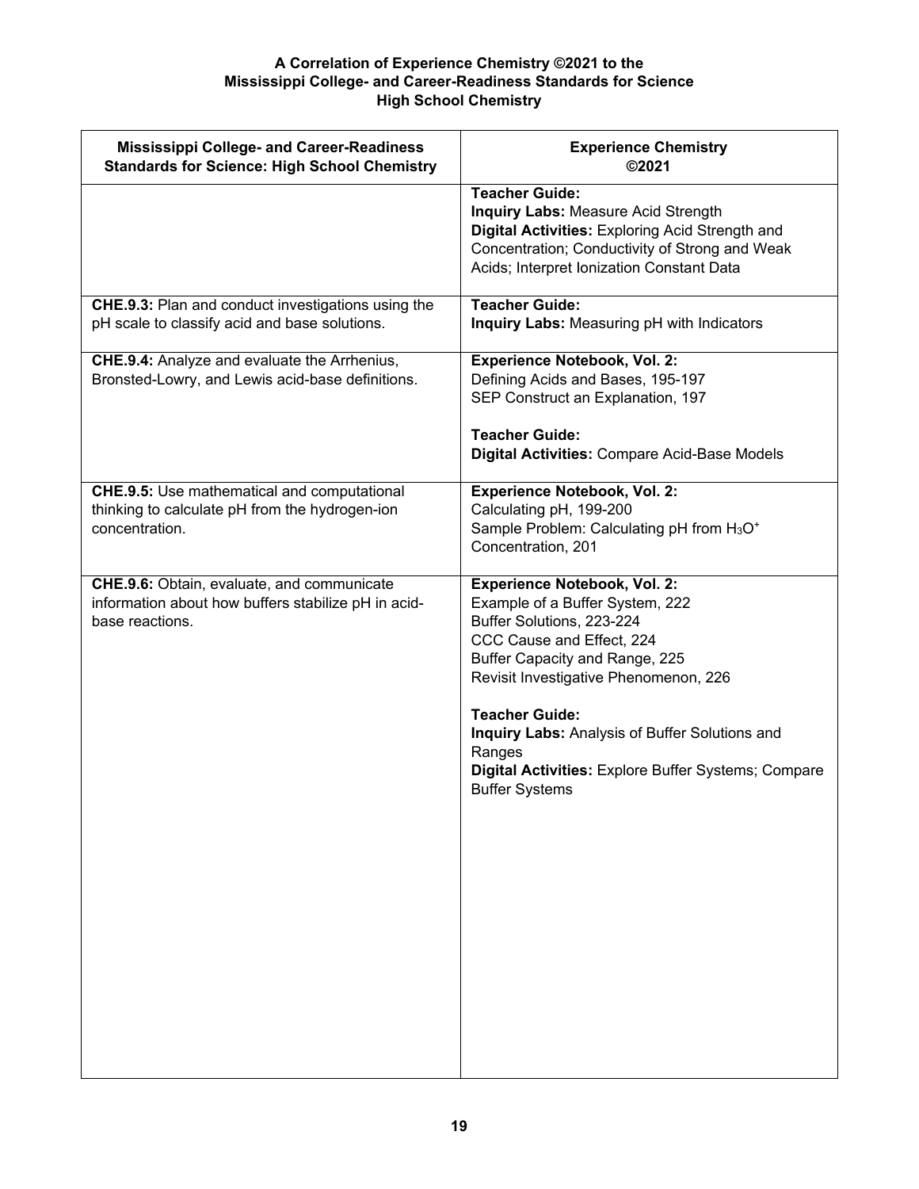**A Correlation of Experience Chemistry ©2021 to the**
**Mississippi College- and Career-Readiness Standards for Science**
**High School Chemistry**

| Mississippi College- and Career-Readiness Standards for Science: High School Chemistry | Experience Chemistry ©2021 |
|---|---|
| | **Teacher Guide:**<br>**Inquiry Labs:** Measure Acid Strength<br>**Digital Activities:** Exploring Acid Strength and Concentration; Conductivity of Strong and Weak Acids; Interpret Ionization Constant Data |
| **CHE.9.3:** Plan and conduct investigations using the pH scale to classify acid and base solutions. | **Teacher Guide:**<br>**Inquiry Labs:** Measuring pH with Indicators |
| **CHE.9.4:** Analyze and evaluate the Arrhenius, Bronsted-Lowry, and Lewis acid-base definitions. | **Experience Notebook, Vol. 2:**<br>Defining Acids and Bases, 195-197<br>SEP Construct an Explanation, 197<br><br>**Teacher Guide:**<br>**Digital Activities:** Compare Acid-Base Models |
| **CHE.9.5:** Use mathematical and computational thinking to calculate pH from the hydrogen-ion concentration. | **Experience Notebook, Vol. 2:**<br>Calculating pH, 199-200<br>Sample Problem: Calculating pH from $H_3O^+$ Concentration, 201 |
| **CHE.9.6:** Obtain, evaluate, and communicate information about how buffers stabilize pH in acid-base reactions. | **Experience Notebook, Vol. 2:**<br>Example of a Buffer System, 222<br>Buffer Solutions, 223-224<br>CCC Cause and Effect, 224<br>Buffer Capacity and Range, 225<br>Revisit Investigative Phenomenon, 226<br><br>**Teacher Guide:**<br>**Inquiry Labs:** Analysis of Buffer Solutions and Ranges<br>**Digital Activities:** Explore Buffer Systems; Compare Buffer Systems |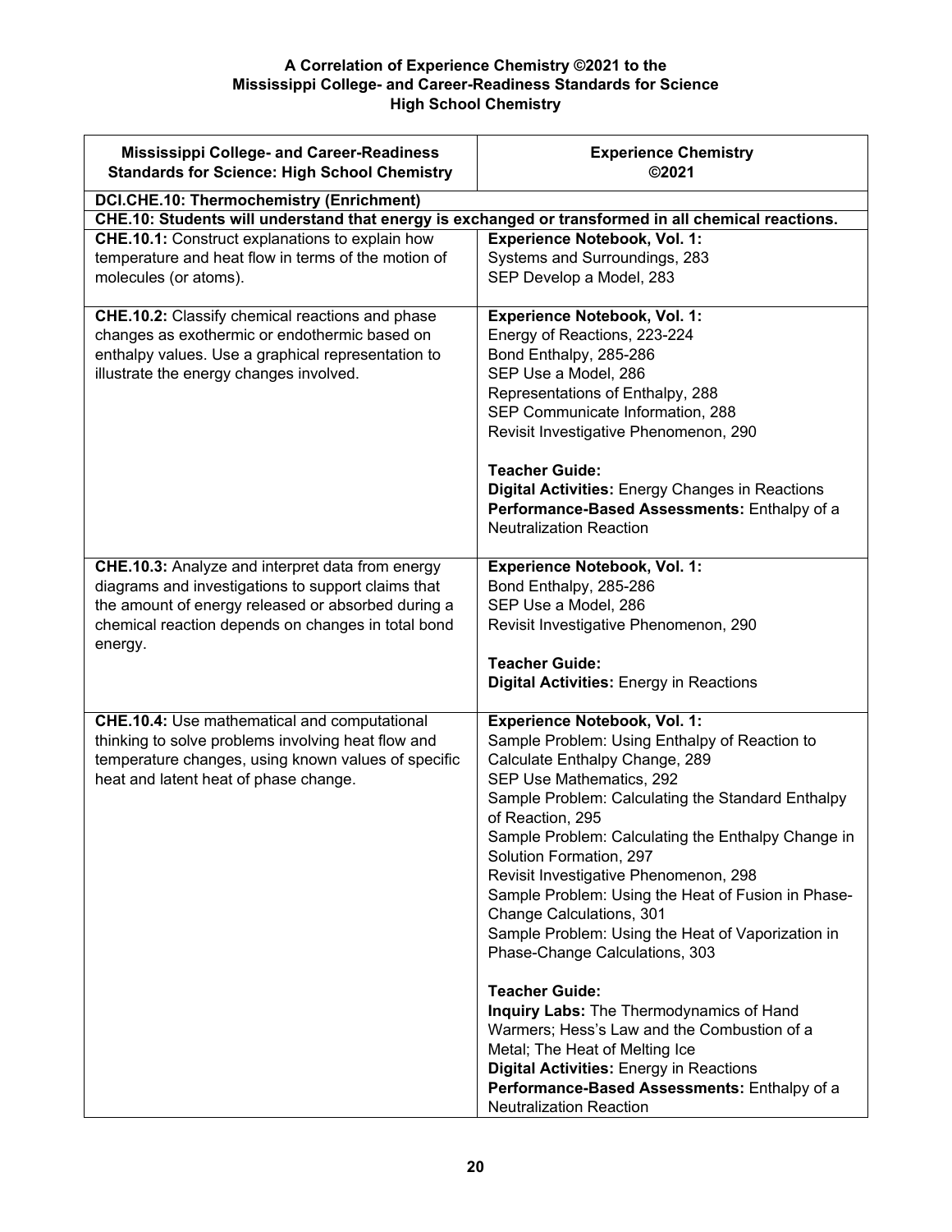**A Correlation of Experience Chemistry ©2021 to the Mississippi College- and Career-Readiness Standards for Science High School Chemistry**

| Mississippi College- and Career-Readiness Standards for Science: High School Chemistry | Experience Chemistry ©2021 |
|---|---|
| **DCI.CHE.10: Thermochemistry (Enrichment)** | |
| **CHE.10: Students will understand that energy is exchanged or transformed in all chemical reactions.** | |
| **CHE.10.1:** Construct explanations to explain how temperature and heat flow in terms of the motion of molecules (or atoms). | **Experience Notebook, Vol. 1:**<br>Systems and Surroundings, 283<br>SEP Develop a Model, 283 |
| **CHE.10.2:** Classify chemical reactions and phase changes as exothermic or endothermic based on enthalpy values. Use a graphical representation to illustrate the energy changes involved. | **Experience Notebook, Vol. 1:**<br>Energy of Reactions, 223-224<br>Bond Enthalpy, 285-286<br>SEP Use a Model, 286<br>Representations of Enthalpy, 288<br>SEP Communicate Information, 288<br>Revisit Investigative Phenomenon, 290<br><br>**Teacher Guide:**<br>**Digital Activities:** Energy Changes in Reactions<br>**Performance-Based Assessments:** Enthalpy of a Neutralization Reaction |
| **CHE.10.3:** Analyze and interpret data from energy diagrams and investigations to support claims that the amount of energy released or absorbed during a chemical reaction depends on changes in total bond energy. | **Experience Notebook, Vol. 1:**<br>Bond Enthalpy, 285-286<br>SEP Use a Model, 286<br>Revisit Investigative Phenomenon, 290<br><br>**Teacher Guide:**<br>**Digital Activities:** Energy in Reactions |
| **CHE.10.4:** Use mathematical and computational thinking to solve problems involving heat flow and temperature changes, using known values of specific heat and latent heat of phase change. | **Experience Notebook, Vol. 1:**<br>Sample Problem: Using Enthalpy of Reaction to Calculate Enthalpy Change, 289<br>SEP Use Mathematics, 292<br>Sample Problem: Calculating the Standard Enthalpy of Reaction, 295<br>Sample Problem: Calculating the Enthalpy Change in Solution Formation, 297<br>Revisit Investigative Phenomenon, 298<br>Sample Problem: Using the Heat of Fusion in Phase-Change Calculations, 301<br>Sample Problem: Using the Heat of Vaporization in Phase-Change Calculations, 303<br><br>**Teacher Guide:**<br>**Inquiry Labs:** The Thermodynamics of Hand Warmers; Hess's Law and the Combustion of a Metal; The Heat of Melting Ice<br>**Digital Activities:** Energy in Reactions<br>**Performance-Based Assessments:** Enthalpy of a Neutralization Reaction |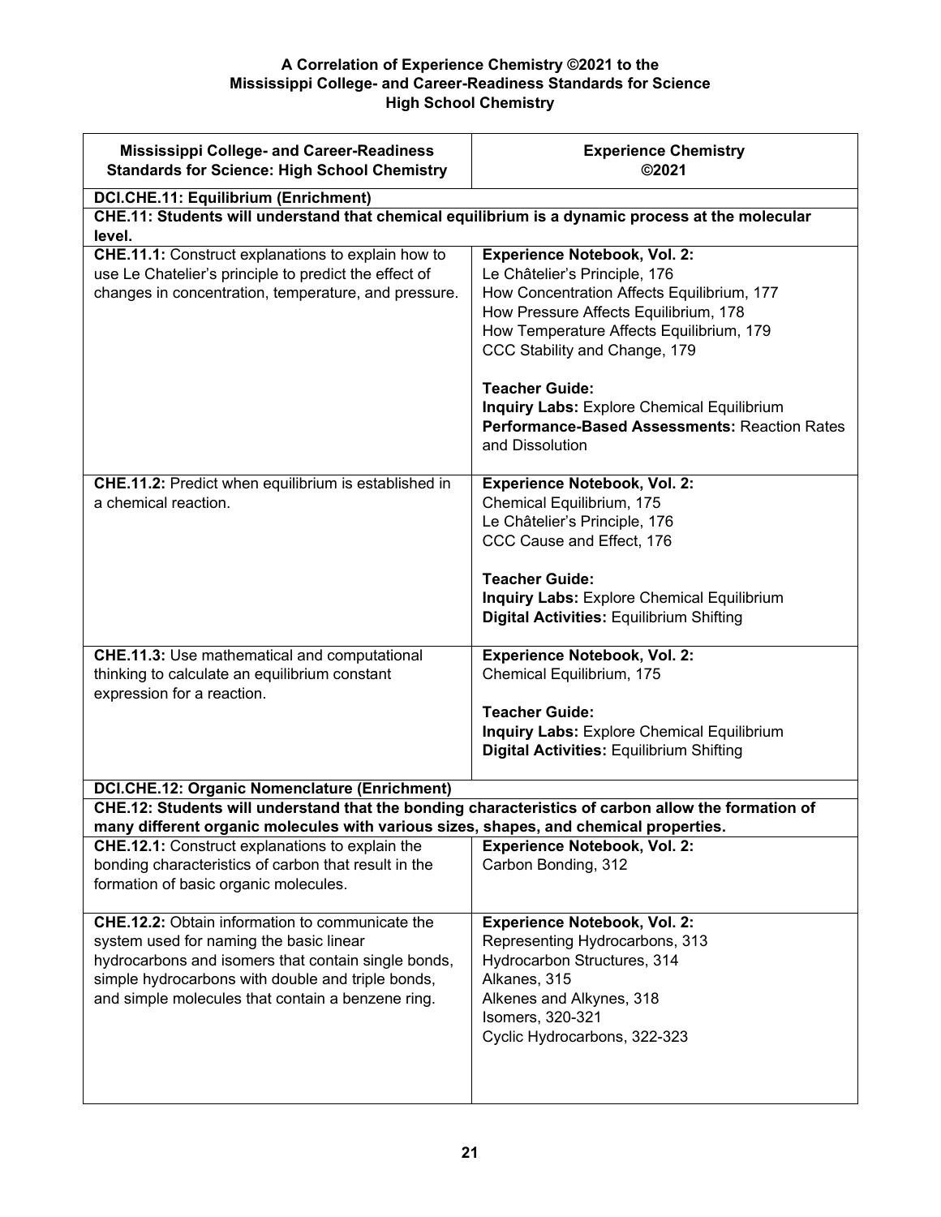**A Correlation of Experience Chemistry ©2021 to the Mississippi College- and Career-Readiness Standards for Science High School Chemistry**

| Mississippi College- and Career-Readiness Standards for Science: High School Chemistry | Experience Chemistry ©2021 |
|---|---|
| **DCI.CHE.11: Equilibrium (Enrichment)** | |
| **CHE.11: Students will understand that chemical equilibrium is a dynamic process at the molecular level.** | |
| **CHE.11.1:** Construct explanations to explain how to use Le Chatelier's principle to predict the effect of changes in concentration, temperature, and pressure. | **Experience Notebook, Vol. 2:**<br>Le Châtelier's Principle, 176<br>How Concentration Affects Equilibrium, 177<br>How Pressure Affects Equilibrium, 178<br>How Temperature Affects Equilibrium, 179<br>CCC Stability and Change, 179<br><br>**Teacher Guide:**<br>**Inquiry Labs:** Explore Chemical Equilibrium<br>**Performance-Based Assessments:** Reaction Rates and Dissolution |
| **CHE.11.2:** Predict when equilibrium is established in a chemical reaction. | **Experience Notebook, Vol. 2:**<br>Chemical Equilibrium, 175<br>Le Châtelier's Principle, 176<br>CCC Cause and Effect, 176<br><br>**Teacher Guide:**<br>**Inquiry Labs:** Explore Chemical Equilibrium<br>**Digital Activities:** Equilibrium Shifting |
| **CHE.11.3:** Use mathematical and computational thinking to calculate an equilibrium constant expression for a reaction. | **Experience Notebook, Vol. 2:**<br>Chemical Equilibrium, 175<br><br>**Teacher Guide:**<br>**Inquiry Labs:** Explore Chemical Equilibrium<br>**Digital Activities:** Equilibrium Shifting |
| **DCI.CHE.12: Organic Nomenclature (Enrichment)** | |
| **CHE.12: Students will understand that the bonding characteristics of carbon allow the formation of many different organic molecules with various sizes, shapes, and chemical properties.** | |
| **CHE.12.1:** Construct explanations to explain the bonding characteristics of carbon that result in the formation of basic organic molecules. | **Experience Notebook, Vol. 2:**<br>Carbon Bonding, 312 |
| **CHE.12.2:** Obtain information to communicate the system used for naming the basic linear hydrocarbons and isomers that contain single bonds, simple hydrocarbons with double and triple bonds, and simple molecules that contain a benzene ring. | **Experience Notebook, Vol. 2:**<br>Representing Hydrocarbons, 313<br>Hydrocarbon Structures, 314<br>Alkanes, 315<br>Alkenes and Alkynes, 318<br>Isomers, 320-321<br>Cyclic Hydrocarbons, 322-323 |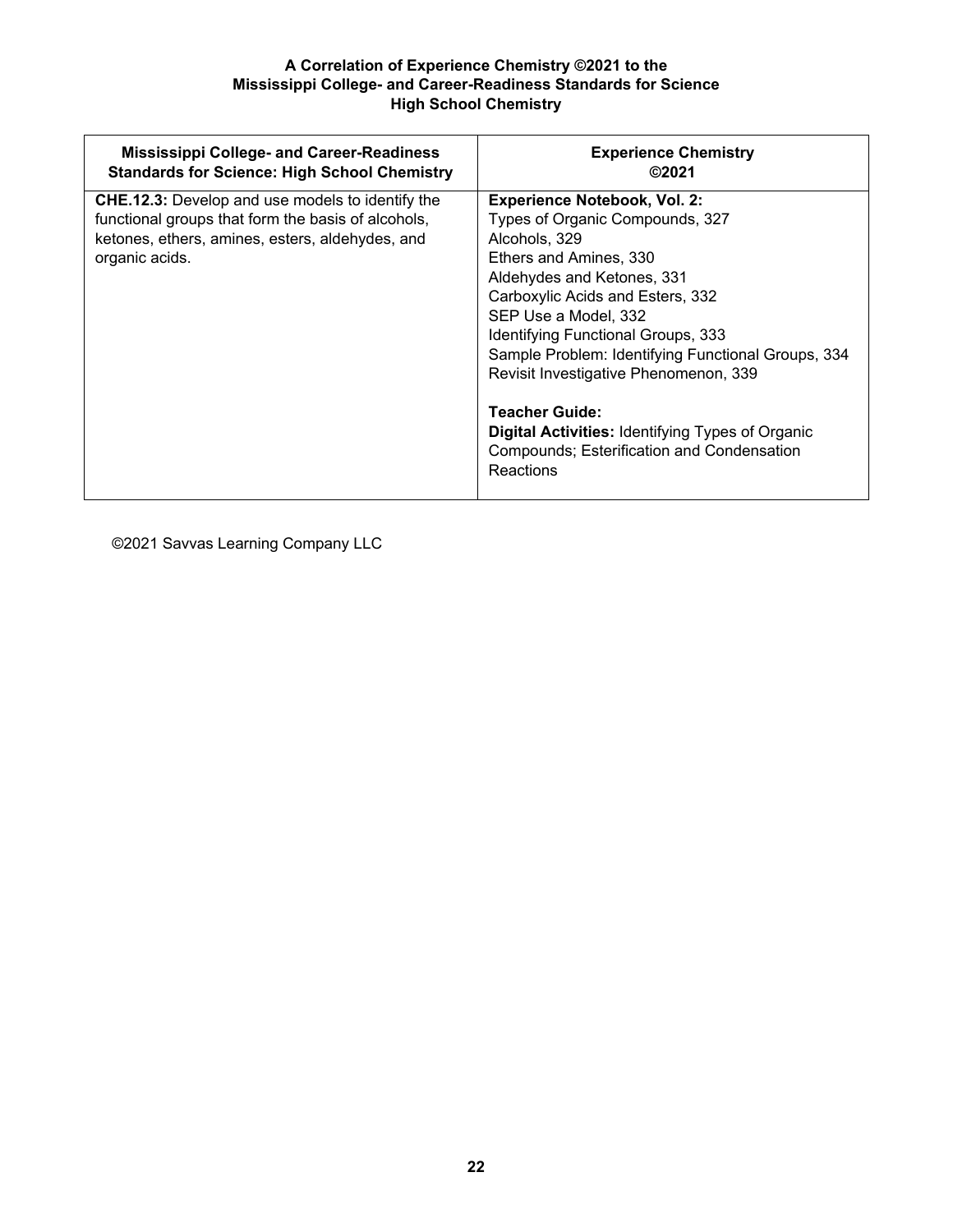**A Correlation of Experience Chemistry ©2021 to the Mississippi College- and Career-Readiness Standards for Science High School Chemistry**

| Mississippi College- and Career-Readiness Standards for Science: High School Chemistry | Experience Chemistry ©2021 |
|---|---|
| **CHE.12.3:** Develop and use models to identify the functional groups that form the basis of alcohols, ketones, ethers, amines, esters, aldehydes, and organic acids. | **Experience Notebook, Vol. 2:**<br>Types of Organic Compounds, 327<br>Alcohols, 329<br>Ethers and Amines, 330<br>Aldehydes and Ketones, 331<br>Carboxylic Acids and Esters, 332<br>SEP Use a Model, 332<br>Identifying Functional Groups, 333<br>Sample Problem: Identifying Functional Groups, 334<br>Revisit Investigative Phenomenon, 339<br><br>**Teacher Guide:**<br>**Digital Activities:** Identifying Types of Organic Compounds; Esterification and Condensation Reactions |

©2021 Savvas Learning Company LLC